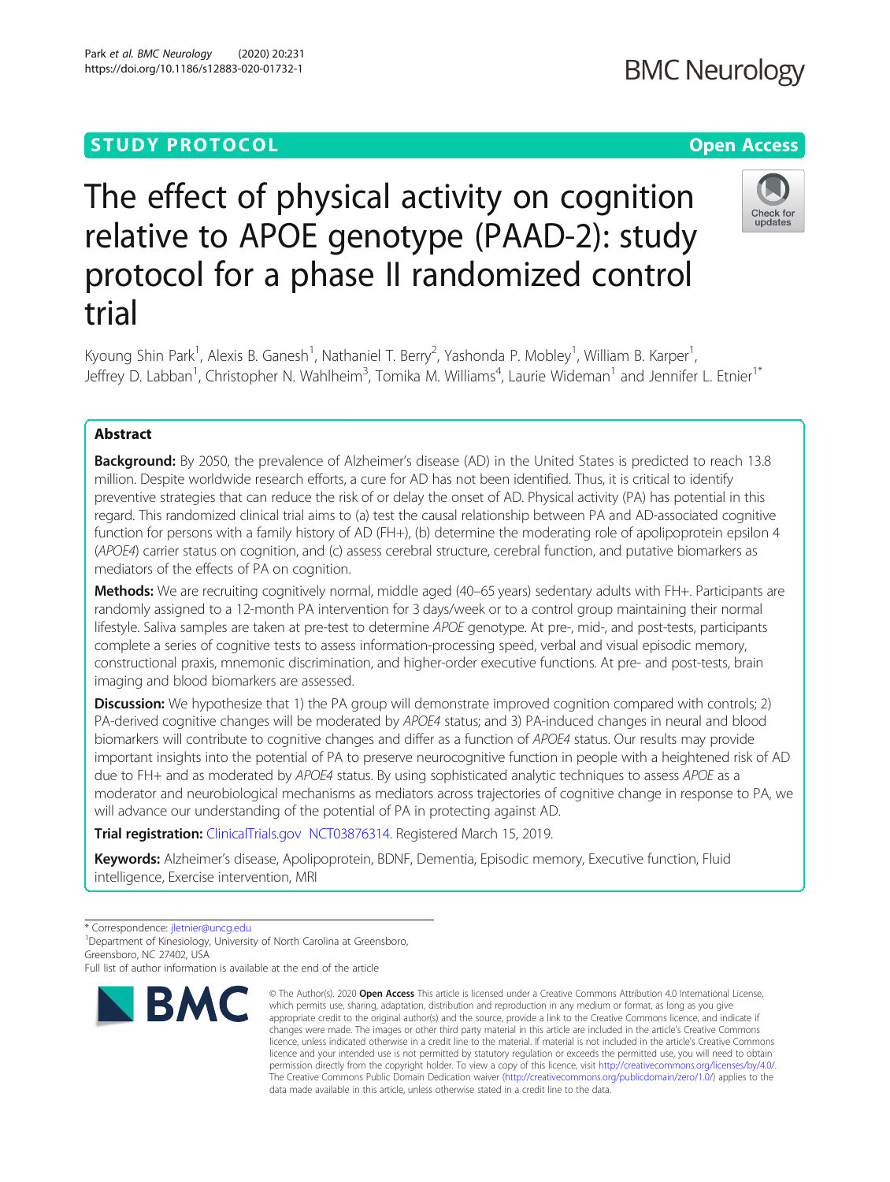STUDY PROTOCOL

Open Access

# The effect of physical activity on cognition relative to APOE genotype (PAAD-2): study protocol for a phase II randomized control trial

Kyoung Shin Park[1], Alexis B. Ganesh[1], Nathaniel T. Berry[2], Yashonda P. Mobley[1], William B. Karper[1], Jeffrey D. Labban[1], Christopher N. Wahlheim[3], Tomika M. Williams[4], Laurie Wideman[1] and Jennifer L. Etnier[1*]

## Abstract

**Background:** By 2050, the prevalence of Alzheimer's disease (AD) in the United States is predicted to reach 13.8 million. Despite worldwide research efforts, a cure for AD has not been identified. Thus, it is critical to identify preventive strategies that can reduce the risk of or delay the onset of AD. Physical activity (PA) has potential in this regard. This randomized clinical trial aims to (a) test the causal relationship between PA and AD-associated cognitive function for persons with a family history of AD (FH+), (b) determine the moderating role of apolipoprotein epsilon 4 (*APOE4*) carrier status on cognition, and (c) assess cerebral structure, cerebral function, and putative biomarkers as mediators of the effects of PA on cognition.

**Methods:** We are recruiting cognitively normal, middle aged (40–65 years) sedentary adults with FH+. Participants are randomly assigned to a 12-month PA intervention for 3 days/week or to a control group maintaining their normal lifestyle. Saliva samples are taken at pre-test to determine *APOE* genotype. At pre-, mid-, and post-tests, participants complete a series of cognitive tests to assess information-processing speed, verbal and visual episodic memory, constructional praxis, mnemonic discrimination, and higher-order executive functions. At pre- and post-tests, brain imaging and blood biomarkers are assessed.

**Discussion:** We hypothesize that 1) the PA group will demonstrate improved cognition compared with controls; 2) PA-derived cognitive changes will be moderated by *APOE4* status; and 3) PA-induced changes in neural and blood biomarkers will contribute to cognitive changes and differ as a function of *APOE4* status. Our results may provide important insights into the potential of PA to preserve neurocognitive function in people with a heightened risk of AD due to FH+ and as moderated by *APOE4* status. By using sophisticated analytic techniques to assess *APOE* as a moderator and neurobiological mechanisms as mediators across trajectories of cognitive change in response to PA, we will advance our understanding of the potential of PA in protecting against AD.

**Trial registration:** ClinicalTrials.gov NCT03876314. Registered March 15, 2019.

**Keywords:** Alzheimer's disease, Apolipoprotein, BDNF, Dementia, Episodic memory, Executive function, Fluid intelligence, Exercise intervention, MRI

\* Correspondence: jletnier@uncg.edu
[1]Department of Kinesiology, University of North Carolina at Greensboro, Greensboro, NC 27402, USA
Full list of author information is available at the end of the article

© The Author(s). 2020 **Open Access** This article is licensed under a Creative Commons Attribution 4.0 International License, which permits use, sharing, adaptation, distribution and reproduction in any medium or format, as long as you give appropriate credit to the original author(s) and the source, provide a link to the Creative Commons licence, and indicate if changes were made. The images or other third party material in this article are included in the article's Creative Commons licence, unless indicated otherwise in a credit line to the material. If material is not included in the article's Creative Commons licence and your intended use is not permitted by statutory regulation or exceeds the permitted use, you will need to obtain permission directly from the copyright holder. To view a copy of this licence, visit http://creativecommons.org/licenses/by/4.0/. The Creative Commons Public Domain Dedication waiver (http://creativecommons.org/publicdomain/zero/1.0/) applies to the data made available in this article, unless otherwise stated in a credit line to the data.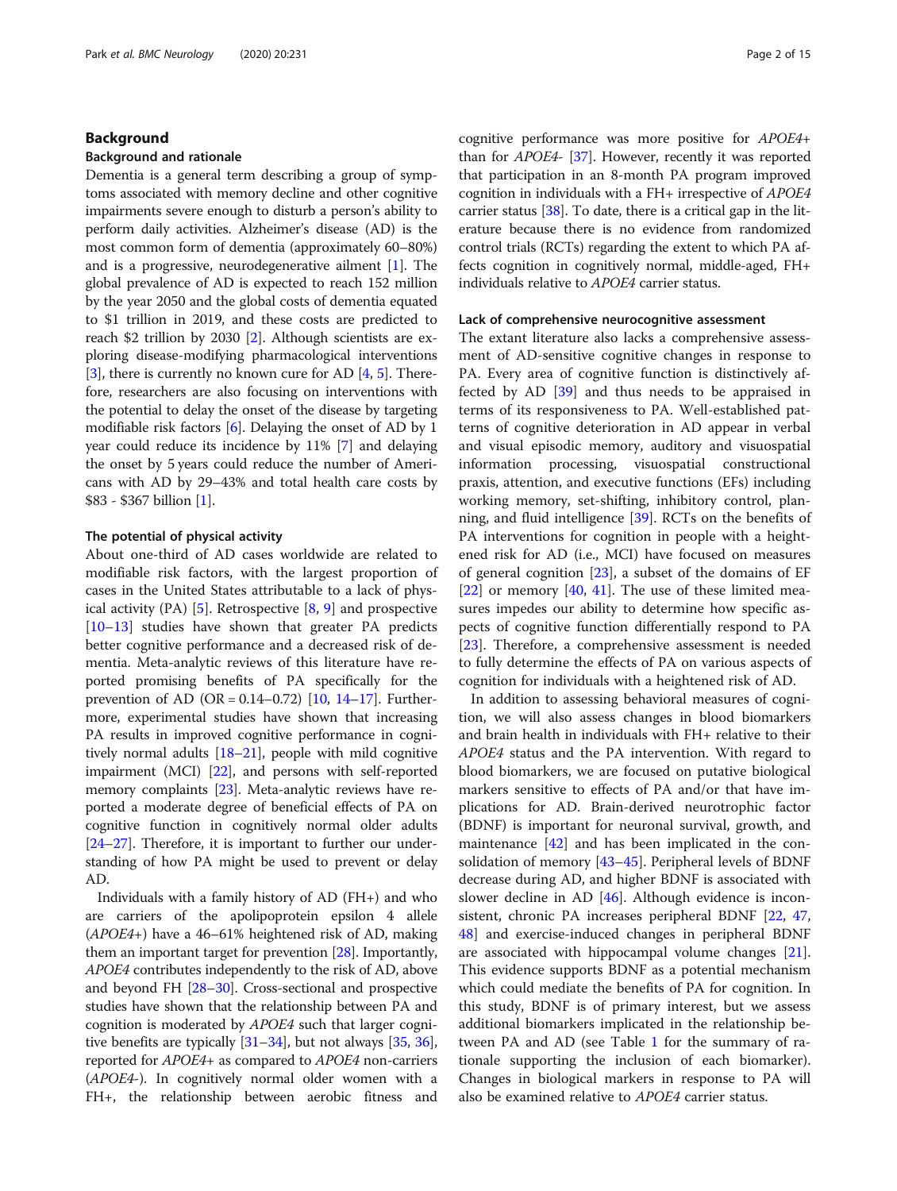## Background

### Background and rationale

Dementia is a general term describing a group of symptoms associated with memory decline and other cognitive impairments severe enough to disturb a person's ability to perform daily activities. Alzheimer's disease (AD) is the most common form of dementia (approximately 60–80%) and is a progressive, neurodegenerative ailment [1]. The global prevalence of AD is expected to reach 152 million by the year 2050 and the global costs of dementia equated to $1 trillion in 2019, and these costs are predicted to reach $2 trillion by 2030 [2]. Although scientists are exploring disease-modifying pharmacological interventions [3], there is currently no known cure for AD [4, 5]. Therefore, researchers are also focusing on interventions with the potential to delay the onset of the disease by targeting modifiable risk factors [6]. Delaying the onset of AD by 1 year could reduce its incidence by 11% [7] and delaying the onset by 5 years could reduce the number of Americans with AD by 29–43% and total health care costs by $83 - $367 billion [1].

### The potential of physical activity

About one-third of AD cases worldwide are related to modifiable risk factors, with the largest proportion of cases in the United States attributable to a lack of physical activity (PA) [5]. Retrospective [8, 9] and prospective [10–13] studies have shown that greater PA predicts better cognitive performance and a decreased risk of dementia. Meta-analytic reviews of this literature have reported promising benefits of PA specifically for the prevention of AD (OR = 0.14–0.72) [10, 14–17]. Furthermore, experimental studies have shown that increasing PA results in improved cognitive performance in cognitively normal adults [18–21], people with mild cognitive impairment (MCI) [22], and persons with self-reported memory complaints [23]. Meta-analytic reviews have reported a moderate degree of beneficial effects of PA on cognitive function in cognitively normal older adults [24–27]. Therefore, it is important to further our understanding of how PA might be used to prevent or delay AD.

Individuals with a family history of AD (FH+) and who are carriers of the apolipoprotein epsilon 4 allele (*APOE4*+) have a 46–61% heightened risk of AD, making them an important target for prevention [28]. Importantly, *APOE4* contributes independently to the risk of AD, above and beyond FH [28–30]. Cross-sectional and prospective studies have shown that the relationship between PA and cognition is moderated by *APOE4* such that larger cognitive benefits are typically [31–34], but not always [35, 36], reported for *APOE4*+ as compared to *APOE4* non-carriers (*APOE4*-). In cognitively normal older women with a FH+, the relationship between aerobic fitness and cognitive performance was more positive for *APOE4*+ than for *APOE4*- [37]. However, recently it was reported that participation in an 8-month PA program improved cognition in individuals with a FH+ irrespective of *APOE4* carrier status [38]. To date, there is a critical gap in the literature because there is no evidence from randomized control trials (RCTs) regarding the extent to which PA affects cognition in cognitively normal, middle-aged, FH+ individuals relative to *APOE4* carrier status.

### Lack of comprehensive neurocognitive assessment

The extant literature also lacks a comprehensive assessment of AD-sensitive cognitive changes in response to PA. Every area of cognitive function is distinctively affected by AD [39] and thus needs to be appraised in terms of its responsiveness to PA. Well-established patterns of cognitive deterioration in AD appear in verbal and visual episodic memory, auditory and visuospatial information processing, visuospatial constructional praxis, attention, and executive functions (EFs) including working memory, set-shifting, inhibitory control, planning, and fluid intelligence [39]. RCTs on the benefits of PA interventions for cognition in people with a heightened risk for AD (i.e., MCI) have focused on measures of general cognition [23], a subset of the domains of EF [22] or memory [40, 41]. The use of these limited measures impedes our ability to determine how specific aspects of cognitive function differentially respond to PA [23]. Therefore, a comprehensive assessment is needed to fully determine the effects of PA on various aspects of cognition for individuals with a heightened risk of AD.

In addition to assessing behavioral measures of cognition, we will also assess changes in blood biomarkers and brain health in individuals with FH+ relative to their *APOE4* status and the PA intervention. With regard to blood biomarkers, we are focused on putative biological markers sensitive to effects of PA and/or that have implications for AD. Brain-derived neurotrophic factor (BDNF) is important for neuronal survival, growth, and maintenance [42] and has been implicated in the consolidation of memory [43–45]. Peripheral levels of BDNF decrease during AD, and higher BDNF is associated with slower decline in AD [46]. Although evidence is inconsistent, chronic PA increases peripheral BDNF [22, 47, 48] and exercise-induced changes in peripheral BDNF are associated with hippocampal volume changes [21]. This evidence supports BDNF as a potential mechanism which could mediate the benefits of PA for cognition. In this study, BDNF is of primary interest, but we assess additional biomarkers implicated in the relationship between PA and AD (see Table 1 for the summary of rationale supporting the inclusion of each biomarker). Changes in biological markers in response to PA will also be examined relative to *APOE4* carrier status.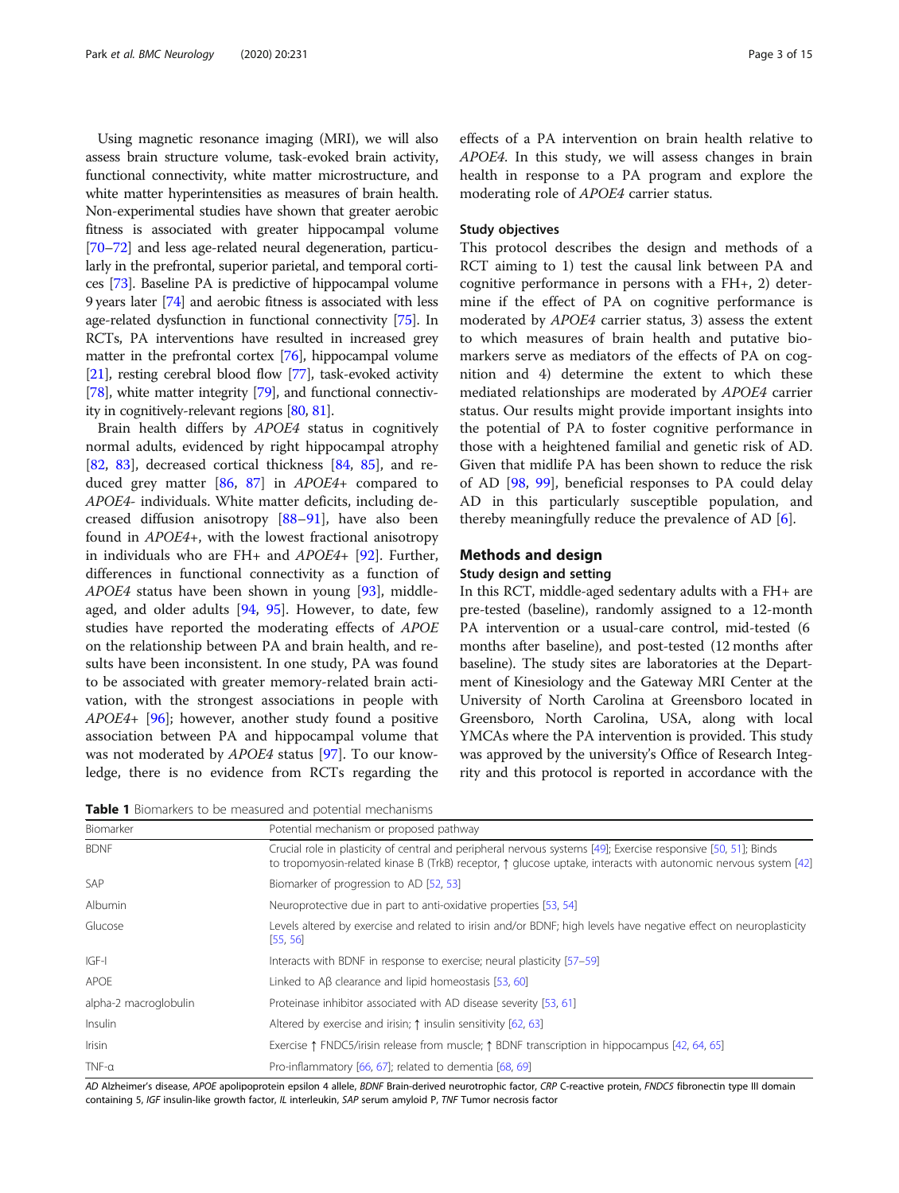Using magnetic resonance imaging (MRI), we will also assess brain structure volume, task-evoked brain activity, functional connectivity, white matter microstructure, and white matter hyperintensities as measures of brain health. Non-experimental studies have shown that greater aerobic fitness is associated with greater hippocampal volume [70–72] and less age-related neural degeneration, particularly in the prefrontal, superior parietal, and temporal cortices [73]. Baseline PA is predictive of hippocampal volume 9 years later [74] and aerobic fitness is associated with less age-related dysfunction in functional connectivity [75]. In RCTs, PA interventions have resulted in increased grey matter in the prefrontal cortex [76], hippocampal volume [21], resting cerebral blood flow [77], task-evoked activity [78], white matter integrity [79], and functional connectivity in cognitively-relevant regions [80, 81].

Brain health differs by *APOE4* status in cognitively normal adults, evidenced by right hippocampal atrophy [82, 83], decreased cortical thickness [84, 85], and reduced grey matter [86, 87] in *APOE4*+ compared to *APOE4*- individuals. White matter deficits, including decreased diffusion anisotropy [88–91], have also been found in *APOE4*+, with the lowest fractional anisotropy in individuals who are FH+ and *APOE4*+ [92]. Further, differences in functional connectivity as a function of *APOE4* status have been shown in young [93], middle-aged, and older adults [94, 95]. However, to date, few studies have reported the moderating effects of *APOE* on the relationship between PA and brain health, and results have been inconsistent. In one study, PA was found to be associated with greater memory-related brain activation, with the strongest associations in people with *APOE4*+ [96]; however, another study found a positive association between PA and hippocampal volume that was not moderated by *APOE4* status [97]. To our knowledge, there is no evidence from RCTs regarding the effects of a PA intervention on brain health relative to *APOE4*. In this study, we will assess changes in brain health in response to a PA program and explore the moderating role of *APOE4* carrier status.

### Study objectives

This protocol describes the design and methods of a RCT aiming to 1) test the causal link between PA and cognitive performance in persons with a FH+, 2) determine if the effect of PA on cognitive performance is moderated by *APOE4* carrier status, 3) assess the extent to which measures of brain health and putative biomarkers serve as mediators of the effects of PA on cognition and 4) determine the extent to which these mediated relationships are moderated by *APOE4* carrier status. Our results might provide important insights into the potential of PA to foster cognitive performance in those with a heightened familial and genetic risk of AD. Given that midlife PA has been shown to reduce the risk of AD [98, 99], beneficial responses to PA could delay AD in this particularly susceptible population, and thereby meaningfully reduce the prevalence of AD [6].

## Methods and design

### Study design and setting

In this RCT, middle-aged sedentary adults with a FH+ are pre-tested (baseline), randomly assigned to a 12-month PA intervention or a usual-care control, mid-tested (6 months after baseline), and post-tested (12 months after baseline). The study sites are laboratories at the Department of Kinesiology and the Gateway MRI Center at the University of North Carolina at Greensboro located in Greensboro, North Carolina, USA, along with local YMCAs where the PA intervention is provided. This study was approved by the university's Office of Research Integrity and this protocol is reported in accordance with the

**Table 1** Biomarkers to be measured and potential mechanisms

| Biomarker | Potential mechanism or proposed pathway |
|---|---|
| BDNF | Crucial role in plasticity of central and peripheral nervous systems [49]; Exercise responsive [50, 51]; Binds to tropomyosin-related kinase B (TrkB) receptor, ↑ glucose uptake, interacts with autonomic nervous system [42] |
| SAP | Biomarker of progression to AD [52, 53] |
| Albumin | Neuroprotective due in part to anti-oxidative properties [53, 54] |
| Glucose | Levels altered by exercise and related to irisin and/or BDNF; high levels have negative effect on neuroplasticity [55, 56] |
| IGF-I | Interacts with BDNF in response to exercise; neural plasticity [57–59] |
| APOE | Linked to Aβ clearance and lipid homeostasis [53, 60] |
| alpha-2 macroglobulin | Proteinase inhibitor associated with AD disease severity [53, 61] |
| Insulin | Altered by exercise and irisin; ↑ insulin sensitivity [62, 63] |
| Irisin | Exercise ↑ FNDC5/irisin release from muscle; ↑ BDNF transcription in hippocampus [42, 64, 65] |
| TNF-α | Pro-inflammatory [66, 67]; related to dementia [68, 69] |

*AD* Alzheimer's disease, *APOE* apolipoprotein epsilon 4 allele, *BDNF* Brain-derived neurotrophic factor, *CRP* C-reactive protein, *FNDC5* fibronectin type III domain containing 5, *IGF* insulin-like growth factor, *IL* interleukin, *SAP* serum amyloid P, *TNF* Tumor necrosis factor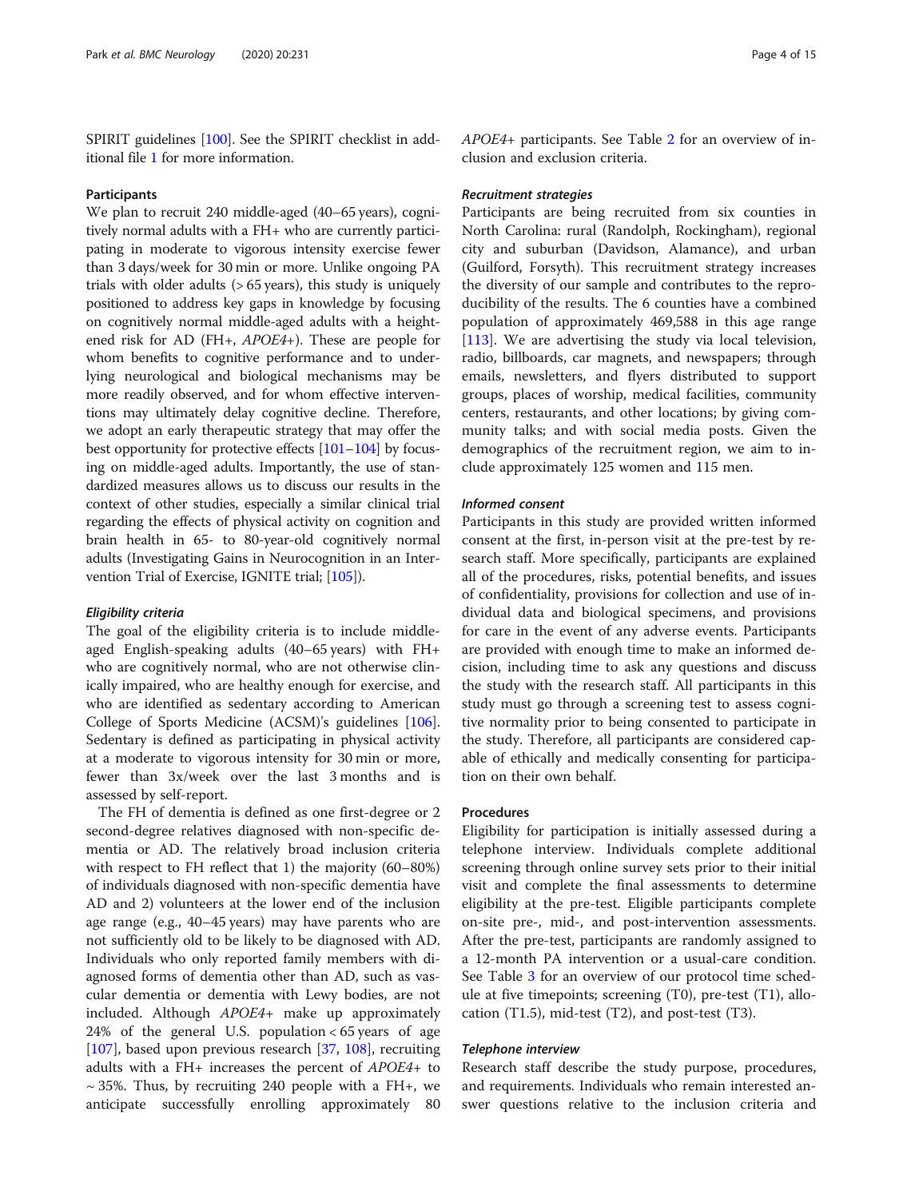SPIRIT guidelines [100]. See the SPIRIT checklist in additional file 1 for more information.

### Participants

We plan to recruit 240 middle-aged (40–65 years), cognitively normal adults with a FH+ who are currently participating in moderate to vigorous intensity exercise fewer than 3 days/week for 30 min or more. Unlike ongoing PA trials with older adults (> 65 years), this study is uniquely positioned to address key gaps in knowledge by focusing on cognitively normal middle-aged adults with a heightened risk for AD (FH+, *APOE4*+). These are people for whom benefits to cognitive performance and to underlying neurological and biological mechanisms may be more readily observed, and for whom effective interventions may ultimately delay cognitive decline. Therefore, we adopt an early therapeutic strategy that may offer the best opportunity for protective effects [101–104] by focusing on middle-aged adults. Importantly, the use of standardized measures allows us to discuss our results in the context of other studies, especially a similar clinical trial regarding the effects of physical activity on cognition and brain health in 65- to 80-year-old cognitively normal adults (Investigating Gains in Neurocognition in an Intervention Trial of Exercise, IGNITE trial; [105]).

#### *Eligibility criteria*

The goal of the eligibility criteria is to include middle-aged English-speaking adults (40–65 years) with FH+ who are cognitively normal, who are not otherwise clinically impaired, who are healthy enough for exercise, and who are identified as sedentary according to American College of Sports Medicine (ACSM)'s guidelines [106]. Sedentary is defined as participating in physical activity at a moderate to vigorous intensity for 30 min or more, fewer than 3x/week over the last 3 months and is assessed by self-report.

The FH of dementia is defined as one first-degree or 2 second-degree relatives diagnosed with non-specific dementia or AD. The relatively broad inclusion criteria with respect to FH reflect that 1) the majority (60–80%) of individuals diagnosed with non-specific dementia have AD and 2) volunteers at the lower end of the inclusion age range (e.g., 40–45 years) may have parents who are not sufficiently old to be likely to be diagnosed with AD. Individuals who only reported family members with diagnosed forms of dementia other than AD, such as vascular dementia or dementia with Lewy bodies, are not included. Although *APOE4*+ make up approximately 24% of the general U.S. population < 65 years of age [107], based upon previous research [37, 108], recruiting adults with a FH+ increases the percent of *APOE4*+ to ~ 35%. Thus, by recruiting 240 people with a FH+, we anticipate successfully enrolling approximately 80 *APOE4*+ participants. See Table 2 for an overview of inclusion and exclusion criteria.

#### *Recruitment strategies*

Participants are being recruited from six counties in North Carolina: rural (Randolph, Rockingham), regional city and suburban (Davidson, Alamance), and urban (Guilford, Forsyth). This recruitment strategy increases the diversity of our sample and contributes to the reproducibility of the results. The 6 counties have a combined population of approximately 469,588 in this age range [113]. We are advertising the study via local television, radio, billboards, car magnets, and newspapers; through emails, newsletters, and flyers distributed to support groups, places of worship, medical facilities, community centers, restaurants, and other locations; by giving community talks; and with social media posts. Given the demographics of the recruitment region, we aim to include approximately 125 women and 115 men.

#### *Informed consent*

Participants in this study are provided written informed consent at the first, in-person visit at the pre-test by research staff. More specifically, participants are explained all of the procedures, risks, potential benefits, and issues of confidentiality, provisions for collection and use of individual data and biological specimens, and provisions for care in the event of any adverse events. Participants are provided with enough time to make an informed decision, including time to ask any questions and discuss the study with the research staff. All participants in this study must go through a screening test to assess cognitive normality prior to being consented to participate in the study. Therefore, all participants are considered capable of ethically and medically consenting for participation on their own behalf.

### Procedures

Eligibility for participation is initially assessed during a telephone interview. Individuals complete additional screening through online survey sets prior to their initial visit and complete the final assessments to determine eligibility at the pre-test. Eligible participants complete on-site pre-, mid-, and post-intervention assessments. After the pre-test, participants are randomly assigned to a 12-month PA intervention or a usual-care condition. See Table 3 for an overview of our protocol time schedule at five timepoints; screening (T0), pre-test (T1), allocation (T1.5), mid-test (T2), and post-test (T3).

#### *Telephone interview*

Research staff describe the study purpose, procedures, and requirements. Individuals who remain interested answer questions relative to the inclusion criteria and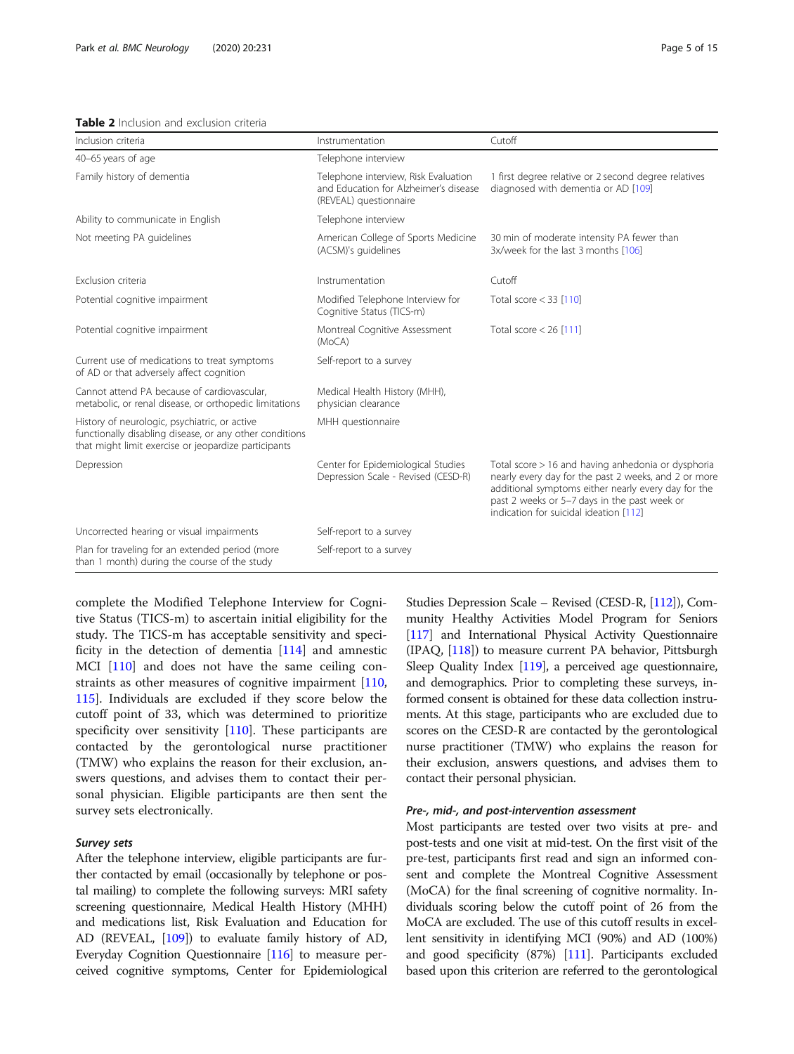**Table 2** Inclusion and exclusion criteria

| Inclusion criteria | Instrumentation | Cutoff |
| --- | --- | --- |
| 40–65 years of age | Telephone interview | |
| Family history of dementia | Telephone interview, Risk Evaluation and Education for Alzheimer's disease (REVEAL) questionnaire | 1 first degree relative or 2 second degree relatives diagnosed with dementia or AD [109] |
| Ability to communicate in English | Telephone interview | |
| Not meeting PA guidelines | American College of Sports Medicine (ACSM)'s guidelines | 30 min of moderate intensity PA fewer than 3x/week for the last 3 months [106] |
| Exclusion criteria | Instrumentation | Cutoff |
| Potential cognitive impairment | Modified Telephone Interview for Cognitive Status (TICS-m) | Total score < 33 [110] |
| Potential cognitive impairment | Montreal Cognitive Assessment (MoCA) | Total score < 26 [111] |
| Current use of medications to treat symptoms of AD or that adversely affect cognition | Self-report to a survey | |
| Cannot attend PA because of cardiovascular, metabolic, or renal disease, or orthopedic limitations | Medical Health History (MHH), physician clearance | |
| History of neurologic, psychiatric, or active functionally disabling disease, or any other conditions that might limit exercise or jeopardize participants | MHH questionnaire | |
| Depression | Center for Epidemiological Studies Depression Scale - Revised (CESD-R) | Total score > 16 and having anhedonia or dysphoria nearly every day for the past 2 weeks, and 2 or more additional symptoms either nearly every day for the past 2 weeks or 5–7 days in the past week or indication for suicidal ideation [112] |
| Uncorrected hearing or visual impairments | Self-report to a survey | |
| Plan for traveling for an extended period (more than 1 month) during the course of the study | Self-report to a survey | |

complete the Modified Telephone Interview for Cognitive Status (TICS-m) to ascertain initial eligibility for the study. The TICS-m has acceptable sensitivity and specificity in the detection of dementia [114] and amnestic MCI [110] and does not have the same ceiling constraints as other measures of cognitive impairment [110, 115]. Individuals are excluded if they score below the cutoff point of 33, which was determined to prioritize specificity over sensitivity [110]. These participants are contacted by the gerontological nurse practitioner (TMW) who explains the reason for their exclusion, answers questions, and advises them to contact their personal physician. Eligible participants are then sent the survey sets electronically.

#### *Survey sets*

After the telephone interview, eligible participants are further contacted by email (occasionally by telephone or postal mailing) to complete the following surveys: MRI safety screening questionnaire, Medical Health History (MHH) and medications list, Risk Evaluation and Education for AD (REVEAL, [109]) to evaluate family history of AD, Everyday Cognition Questionnaire [116] to measure perceived cognitive symptoms, Center for Epidemiological Studies Depression Scale – Revised (CESD-R, [112]), Community Healthy Activities Model Program for Seniors [117] and International Physical Activity Questionnaire (IPAQ, [118]) to measure current PA behavior, Pittsburgh Sleep Quality Index [119], a perceived age questionnaire, and demographics. Prior to completing these surveys, informed consent is obtained for these data collection instruments. At this stage, participants who are excluded due to scores on the CESD-R are contacted by the gerontological nurse practitioner (TMW) who explains the reason for their exclusion, answers questions, and advises them to contact their personal physician.

#### *Pre-, mid-, and post-intervention assessment*

Most participants are tested over two visits at pre- and post-tests and one visit at mid-test. On the first visit of the pre-test, participants first read and sign an informed consent and complete the Montreal Cognitive Assessment (MoCA) for the final screening of cognitive normality. Individuals scoring below the cutoff point of 26 from the MoCA are excluded. The use of this cutoff results in excellent sensitivity in identifying MCI (90%) and AD (100%) and good specificity (87%) [111]. Participants excluded based upon this criterion are referred to the gerontological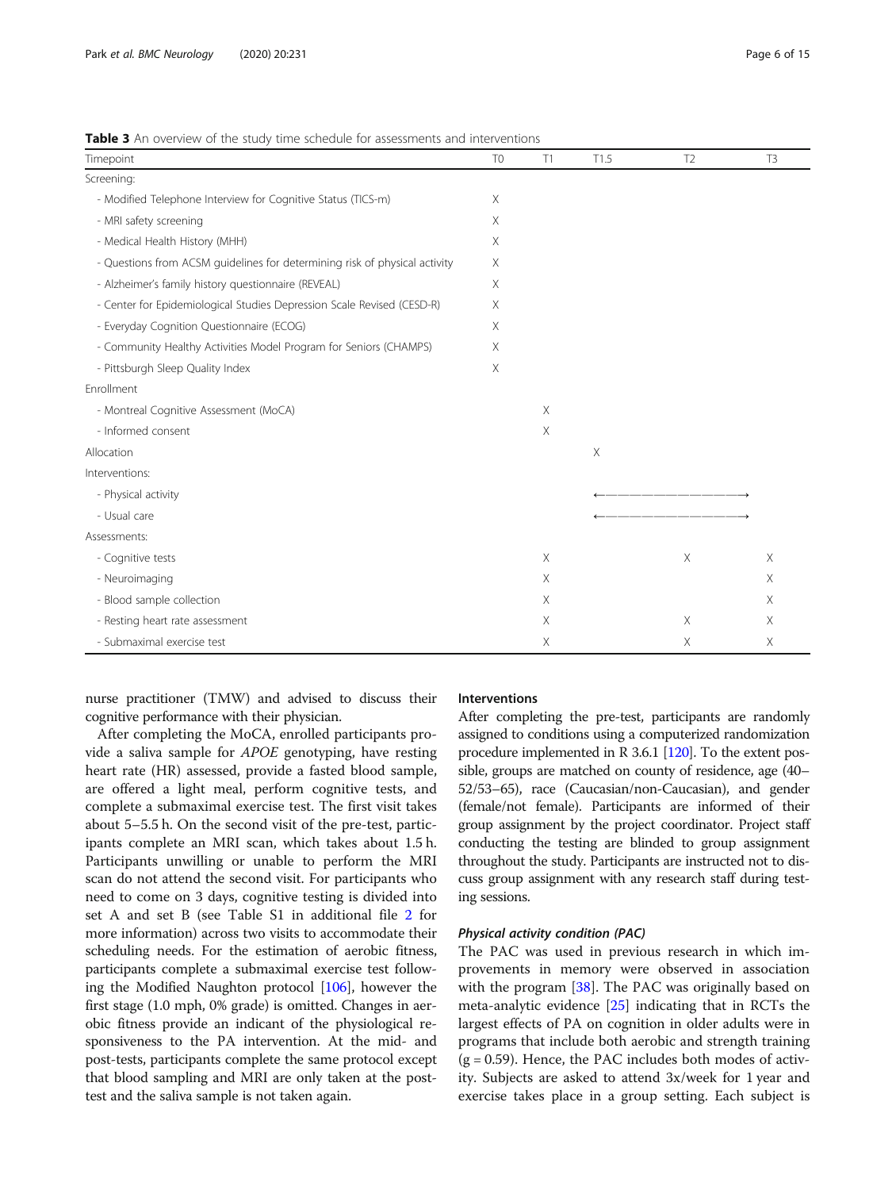**Table 3** An overview of the study time schedule for assessments and interventions

| Timepoint | T0 | T1 | T1.5 | T2 | T3 |
|---|---|---|---|---|---|
| Screening: | | | | | |
| - Modified Telephone Interview for Cognitive Status (TICS-m) | X | | | | |
| - MRI safety screening | X | | | | |
| - Medical Health History (MHH) | X | | | | |
| - Questions from ACSM guidelines for determining risk of physical activity | X | | | | |
| - Alzheimer's family history questionnaire (REVEAL) | X | | | | |
| - Center for Epidemiological Studies Depression Scale Revised (CESD-R) | X | | | | |
| - Everyday Cognition Questionnaire (ECOG) | X | | | | |
| - Community Healthy Activities Model Program for Seniors (CHAMPS) | X | | | | |
| - Pittsburgh Sleep Quality Index | X | | | | |
| Enrollment | | | | | |
| - Montreal Cognitive Assessment (MoCA) | | X | | | |
| - Informed consent | | X | | | |
| Allocation | | | X | | |
| Interventions: | | | | | |
| - Physical activity | | | ←———— | ———— | ————→ |
| - Usual care | | | ←———— | ———— | ————→ |
| Assessments: | | | | | |
| - Cognitive tests | | X | | X | X |
| - Neuroimaging | | X | | | X |
| - Blood sample collection | | X | | | X |
| - Resting heart rate assessment | | X | | X | X |
| - Submaximal exercise test | | X | | X | X |

nurse practitioner (TMW) and advised to discuss their cognitive performance with their physician.

After completing the MoCA, enrolled participants provide a saliva sample for *APOE* genotyping, have resting heart rate (HR) assessed, provide a fasted blood sample, are offered a light meal, perform cognitive tests, and complete a submaximal exercise test. The first visit takes about 5–5.5 h. On the second visit of the pre-test, participants complete an MRI scan, which takes about 1.5 h. Participants unwilling or unable to perform the MRI scan do not attend the second visit. For participants who need to come on 3 days, cognitive testing is divided into set A and set B (see Table S1 in additional file 2 for more information) across two visits to accommodate their scheduling needs. For the estimation of aerobic fitness, participants complete a submaximal exercise test following the Modified Naughton protocol [106], however the first stage (1.0 mph, 0% grade) is omitted. Changes in aerobic fitness provide an indicant of the physiological responsiveness to the PA intervention. At the mid- and post-tests, participants complete the same protocol except that blood sampling and MRI are only taken at the post-test and the saliva sample is not taken again.

### Interventions

After completing the pre-test, participants are randomly assigned to conditions using a computerized randomization procedure implemented in R 3.6.1 [120]. To the extent possible, groups are matched on county of residence, age (40–52/53–65), race (Caucasian/non-Caucasian), and gender (female/not female). Participants are informed of their group assignment by the project coordinator. Project staff conducting the testing are blinded to group assignment throughout the study. Participants are instructed not to discuss group assignment with any research staff during testing sessions.

#### *Physical activity condition (PAC)*

The PAC was used in previous research in which improvements in memory were observed in association with the program [38]. The PAC was originally based on meta-analytic evidence [25] indicating that in RCTs the largest effects of PA on cognition in older adults were in programs that include both aerobic and strength training ($g = 0.59$). Hence, the PAC includes both modes of activity. Subjects are asked to attend 3x/week for 1 year and exercise takes place in a group setting. Each subject is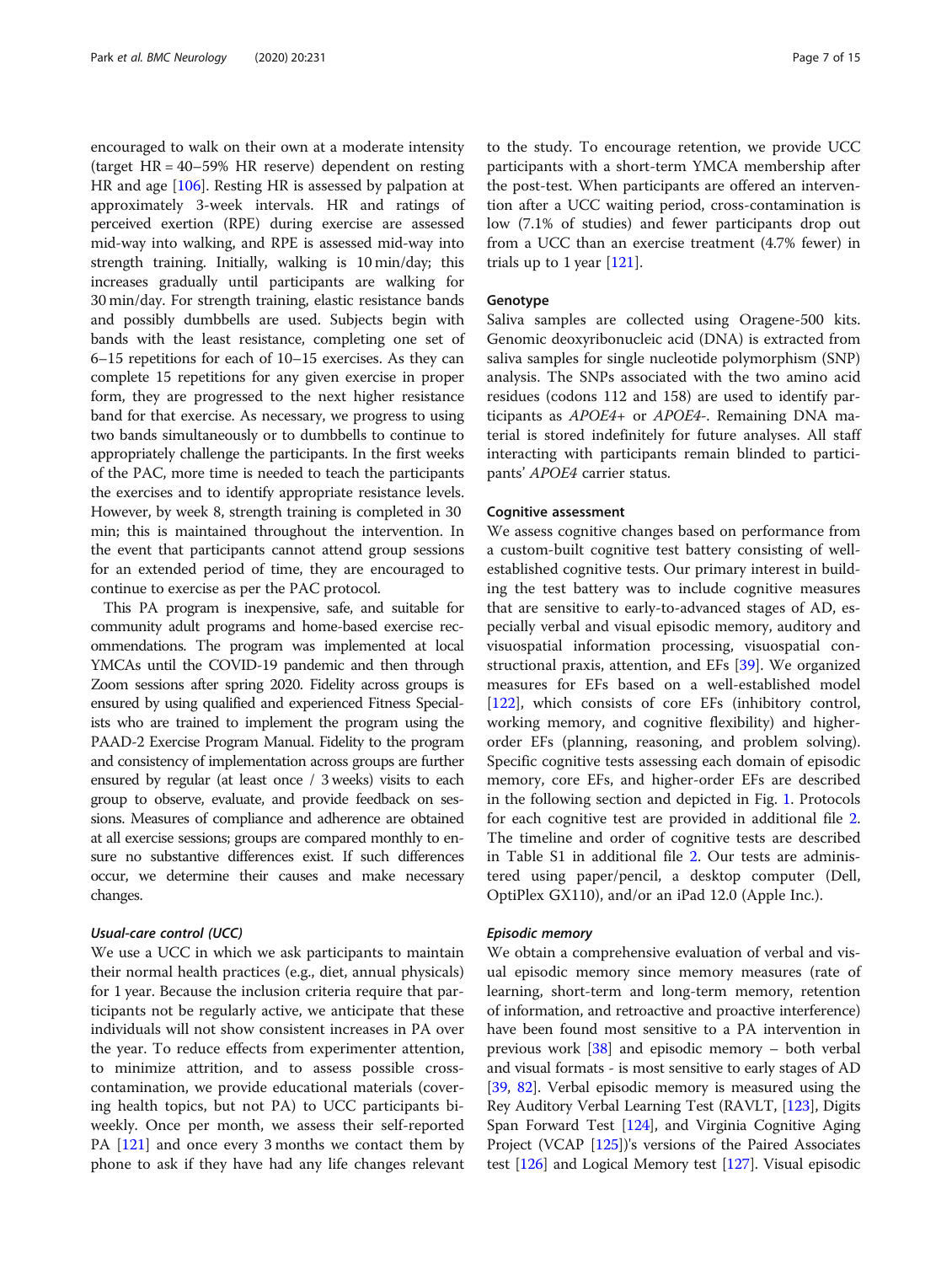encouraged to walk on their own at a moderate intensity (target HR = 40–59% HR reserve) dependent on resting HR and age [106]. Resting HR is assessed by palpation at approximately 3-week intervals. HR and ratings of perceived exertion (RPE) during exercise are assessed mid-way into walking, and RPE is assessed mid-way into strength training. Initially, walking is 10 min/day; this increases gradually until participants are walking for 30 min/day. For strength training, elastic resistance bands and possibly dumbbells are used. Subjects begin with bands with the least resistance, completing one set of 6–15 repetitions for each of 10–15 exercises. As they can complete 15 repetitions for any given exercise in proper form, they are progressed to the next higher resistance band for that exercise. As necessary, we progress to using two bands simultaneously or to dumbbells to continue to appropriately challenge the participants. In the first weeks of the PAC, more time is needed to teach the participants the exercises and to identify appropriate resistance levels. However, by week 8, strength training is completed in 30 min; this is maintained throughout the intervention. In the event that participants cannot attend group sessions for an extended period of time, they are encouraged to continue to exercise as per the PAC protocol.

This PA program is inexpensive, safe, and suitable for community adult programs and home-based exercise recommendations. The program was implemented at local YMCAs until the COVID-19 pandemic and then through Zoom sessions after spring 2020. Fidelity across groups is ensured by using qualified and experienced Fitness Specialists who are trained to implement the program using the PAAD-2 Exercise Program Manual. Fidelity to the program and consistency of implementation across groups are further ensured by regular (at least once / 3 weeks) visits to each group to observe, evaluate, and provide feedback on sessions. Measures of compliance and adherence are obtained at all exercise sessions; groups are compared monthly to ensure no substantive differences exist. If such differences occur, we determine their causes and make necessary changes.

#### *Usual-care control (UCC)*

We use a UCC in which we ask participants to maintain their normal health practices (e.g., diet, annual physicals) for 1 year. Because the inclusion criteria require that participants not be regularly active, we anticipate that these individuals will not show consistent increases in PA over the year. To reduce effects from experimenter attention, to minimize attrition, and to assess possible cross-contamination, we provide educational materials (covering health topics, but not PA) to UCC participants biweekly. Once per month, we assess their self-reported PA [121] and once every 3 months we contact them by phone to ask if they have had any life changes relevant to the study. To encourage retention, we provide UCC participants with a short-term YMCA membership after the post-test. When participants are offered an intervention after a UCC waiting period, cross-contamination is low (7.1% of studies) and fewer participants drop out from a UCC than an exercise treatment (4.7% fewer) in trials up to 1 year [121].

### Genotype

Saliva samples are collected using Oragene-500 kits. Genomic deoxyribonucleic acid (DNA) is extracted from saliva samples for single nucleotide polymorphism (SNP) analysis. The SNPs associated with the two amino acid residues (codons 112 and 158) are used to identify participants as *APOE4+* or *APOE4-*. Remaining DNA material is stored indefinitely for future analyses. All staff interacting with participants remain blinded to participants' *APOE4* carrier status.

### Cognitive assessment

We assess cognitive changes based on performance from a custom-built cognitive test battery consisting of well-established cognitive tests. Our primary interest in building the test battery was to include cognitive measures that are sensitive to early-to-advanced stages of AD, especially verbal and visual episodic memory, auditory and visuospatial information processing, visuospatial constructional praxis, attention, and EFs [39]. We organized measures for EFs based on a well-established model [122], which consists of core EFs (inhibitory control, working memory, and cognitive flexibility) and higher-order EFs (planning, reasoning, and problem solving). Specific cognitive tests assessing each domain of episodic memory, core EFs, and higher-order EFs are described in the following section and depicted in Fig. 1. Protocols for each cognitive test are provided in additional file 2. The timeline and order of cognitive tests are described in Table S1 in additional file 2. Our tests are administered using paper/pencil, a desktop computer (Dell, OptiPlex GX110), and/or an iPad 12.0 (Apple Inc.).

#### *Episodic memory*

We obtain a comprehensive evaluation of verbal and visual episodic memory since memory measures (rate of learning, short-term and long-term memory, retention of information, and retroactive and proactive interference) have been found most sensitive to a PA intervention in previous work [38] and episodic memory – both verbal and visual formats - is most sensitive to early stages of AD [39, 82]. Verbal episodic memory is measured using the Rey Auditory Verbal Learning Test (RAVLT, [123], Digits Span Forward Test [124], and Virginia Cognitive Aging Project (VCAP [125])'s versions of the Paired Associates test [126] and Logical Memory test [127]. Visual episodic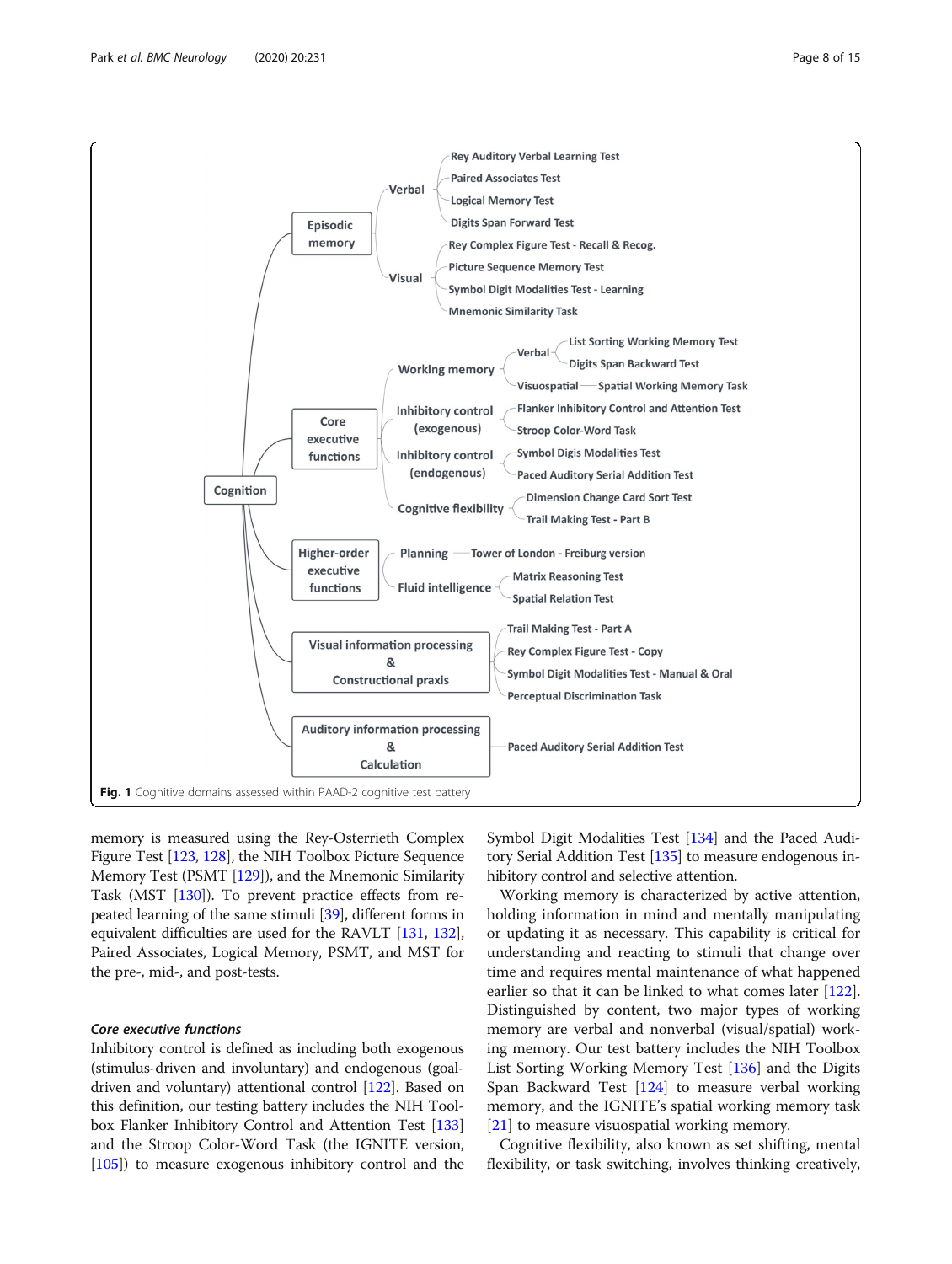- Cognition
  - Episodic memory
    - Verbal
      - Rey Auditory Verbal Learning Test
      - Paired Associates Test
      - Logical Memory Test
      - Digits Span Forward Test
    - Visual
      - Rey Complex Figure Test - Recall & Recog.
      - Picture Sequence Memory Test
      - Symbol Digit Modalities Test - Learning
      - Mnemonic Similarity Task
  - Core executive functions
    - Working memory
      - Verbal
        - List Sorting Working Memory Test
        - Digits Span Backward Test
      - Visuospatial
        - Spatial Working Memory Task
    - Inhibitory control (exogenous)
      - Flanker Inhibitory Control and Attention Test
      - Stroop Color-Word Task
    - Inhibitory control (endogenous)
      - Symbol Digis Modalities Test
      - Paced Auditory Serial Addition Test
    - Cognitive flexibility
      - Dimension Change Card Sort Test
      - Trail Making Test - Part B
  - Higher-order executive functions
    - Planning
      - Tower of London - Freiburg version
    - Fluid intelligence
      - Matrix Reasoning Test
      - Spatial Relation Test
  - Visual information processing & Constructional praxis
    - Trail Making Test - Part A
    - Rey Complex Figure Test - Copy
    - Symbol Digit Modalities Test - Manual & Oral
    - Perceptual Discrimination Task
  - Auditory information processing & Calculation
    - Paced Auditory Serial Addition Test

**Fig. 1** Cognitive domains assessed within PAAD-2 cognitive test battery

memory is measured using the Rey-Osterrieth Complex Figure Test [123, 128], the NIH Toolbox Picture Sequence Memory Test (PSMT [129]), and the Mnemonic Similarity Task (MST [130]). To prevent practice effects from repeated learning of the same stimuli [39], different forms in equivalent difficulties are used for the RAVLT [131, 132], Paired Associates, Logical Memory, PSMT, and MST for the pre-, mid-, and post-tests.

### *Core executive functions*

Inhibitory control is defined as including both exogenous (stimulus-driven and involuntary) and endogenous (goal-driven and voluntary) attentional control [122]. Based on this definition, our testing battery includes the NIH Toolbox Flanker Inhibitory Control and Attention Test [133] and the Stroop Color-Word Task (the IGNITE version, [105]) to measure exogenous inhibitory control and the Symbol Digit Modalities Test [134] and the Paced Auditory Serial Addition Test [135] to measure endogenous inhibitory control and selective attention.

Working memory is characterized by active attention, holding information in mind and mentally manipulating or updating it as necessary. This capability is critical for understanding and reacting to stimuli that change over time and requires mental maintenance of what happened earlier so that it can be linked to what comes later [122]. Distinguished by content, two major types of working memory are verbal and nonverbal (visual/spatial) working memory. Our test battery includes the NIH Toolbox List Sorting Working Memory Test [136] and the Digits Span Backward Test [124] to measure verbal working memory, and the IGNITE's spatial working memory task [21] to measure visuospatial working memory.

Cognitive flexibility, also known as set shifting, mental flexibility, or task switching, involves thinking creatively,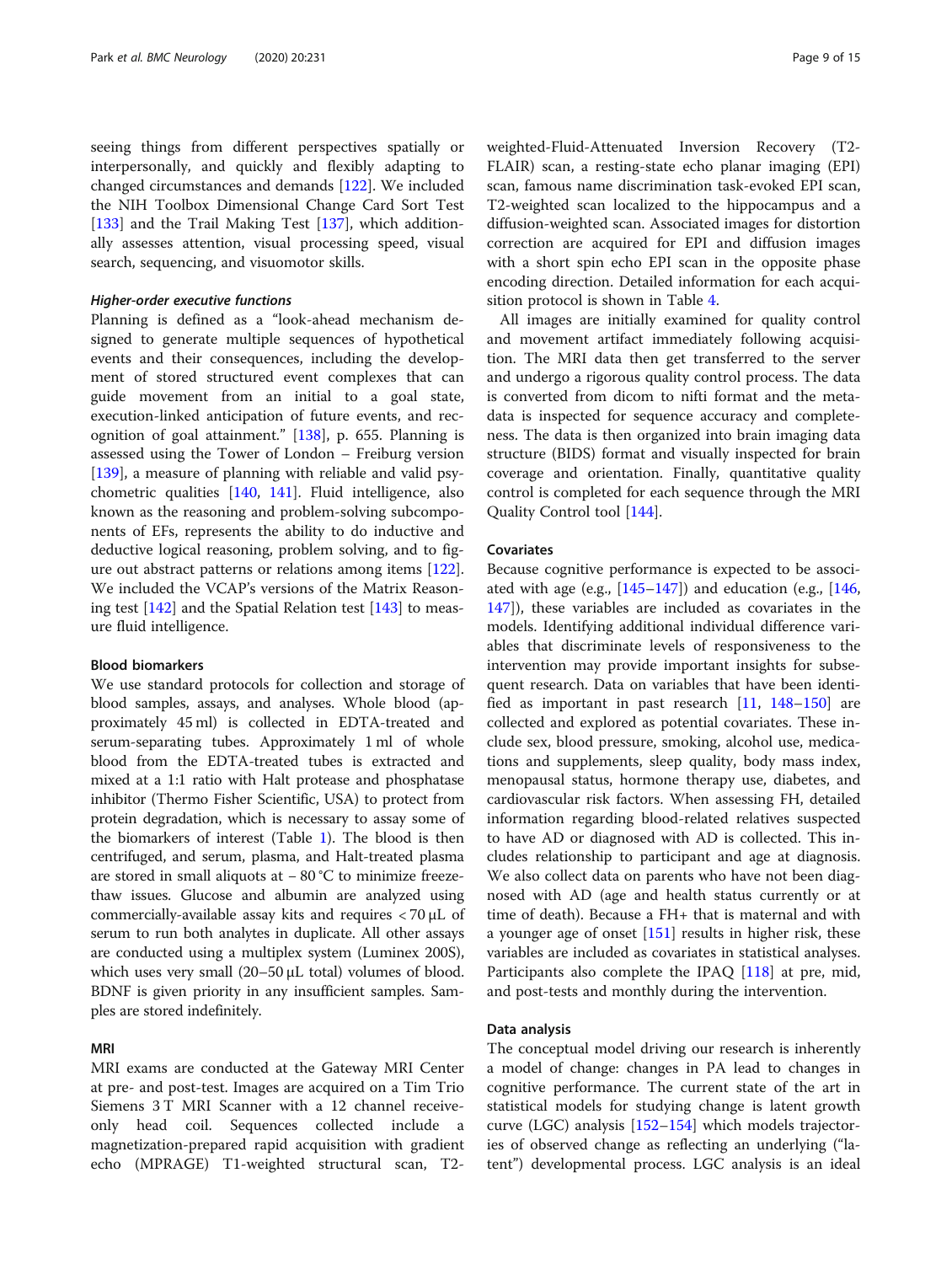seeing things from different perspectives spatially or interpersonally, and quickly and flexibly adapting to changed circumstances and demands [122]. We included the NIH Toolbox Dimensional Change Card Sort Test [133] and the Trail Making Test [137], which additionally assesses attention, visual processing speed, visual search, sequencing, and visuomotor skills.

#### *Higher-order executive functions*

Planning is defined as a "look-ahead mechanism designed to generate multiple sequences of hypothetical events and their consequences, including the development of stored structured event complexes that can guide movement from an initial to a goal state, execution-linked anticipation of future events, and recognition of goal attainment." [138], p. 655. Planning is assessed using the Tower of London – Freiburg version [139], a measure of planning with reliable and valid psychometric qualities [140, 141]. Fluid intelligence, also known as the reasoning and problem-solving subcomponents of EFs, represents the ability to do inductive and deductive logical reasoning, problem solving, and to figure out abstract patterns or relations among items [122]. We included the VCAP's versions of the Matrix Reasoning test [142] and the Spatial Relation test [143] to measure fluid intelligence.

### Blood biomarkers

We use standard protocols for collection and storage of blood samples, assays, and analyses. Whole blood (approximately 45 ml) is collected in EDTA-treated and serum-separating tubes. Approximately 1 ml of whole blood from the EDTA-treated tubes is extracted and mixed at a 1:1 ratio with Halt protease and phosphatase inhibitor (Thermo Fisher Scientific, USA) to protect from protein degradation, which is necessary to assay some of the biomarkers of interest (Table 1). The blood is then centrifuged, and serum, plasma, and Halt-treated plasma are stored in small aliquots at − 80 °C to minimize freeze-thaw issues. Glucose and albumin are analyzed using commercially-available assay kits and requires < 70 μL of serum to run both analytes in duplicate. All other assays are conducted using a multiplex system (Luminex 200S), which uses very small (20–50 μL total) volumes of blood. BDNF is given priority in any insufficient samples. Samples are stored indefinitely.

### MRI

MRI exams are conducted at the Gateway MRI Center at pre- and post-test. Images are acquired on a Tim Trio Siemens 3 T MRI Scanner with a 12 channel receive-only head coil. Sequences collected include a magnetization-prepared rapid acquisition with gradient echo (MPRAGE) T1-weighted structural scan, T2-weighted-Fluid-Attenuated Inversion Recovery (T2-FLAIR) scan, a resting-state echo planar imaging (EPI) scan, famous name discrimination task-evoked EPI scan, T2-weighted scan localized to the hippocampus and a diffusion-weighted scan. Associated images for distortion correction are acquired for EPI and diffusion images with a short spin echo EPI scan in the opposite phase encoding direction. Detailed information for each acquisition protocol is shown in Table 4.

All images are initially examined for quality control and movement artifact immediately following acquisition. The MRI data then get transferred to the server and undergo a rigorous quality control process. The data is converted from dicom to nifti format and the metadata is inspected for sequence accuracy and completeness. The data is then organized into brain imaging data structure (BIDS) format and visually inspected for brain coverage and orientation. Finally, quantitative quality control is completed for each sequence through the MRI Quality Control tool [144].

### Covariates

Because cognitive performance is expected to be associated with age (e.g., [145–147]) and education (e.g., [146, 147]), these variables are included as covariates in the models. Identifying additional individual difference variables that discriminate levels of responsiveness to the intervention may provide important insights for subsequent research. Data on variables that have been identified as important in past research [11, 148–150] are collected and explored as potential covariates. These include sex, blood pressure, smoking, alcohol use, medications and supplements, sleep quality, body mass index, menopausal status, hormone therapy use, diabetes, and cardiovascular risk factors. When assessing FH, detailed information regarding blood-related relatives suspected to have AD or diagnosed with AD is collected. This includes relationship to participant and age at diagnosis. We also collect data on parents who have not been diagnosed with AD (age and health status currently or at time of death). Because a FH+ that is maternal and with a younger age of onset [151] results in higher risk, these variables are included as covariates in statistical analyses. Participants also complete the IPAQ [118] at pre, mid, and post-tests and monthly during the intervention.

### Data analysis

The conceptual model driving our research is inherently a model of change: changes in PA lead to changes in cognitive performance. The current state of the art in statistical models for studying change is latent growth curve (LGC) analysis [152–154] which models trajectories of observed change as reflecting an underlying ("latent") developmental process. LGC analysis is an ideal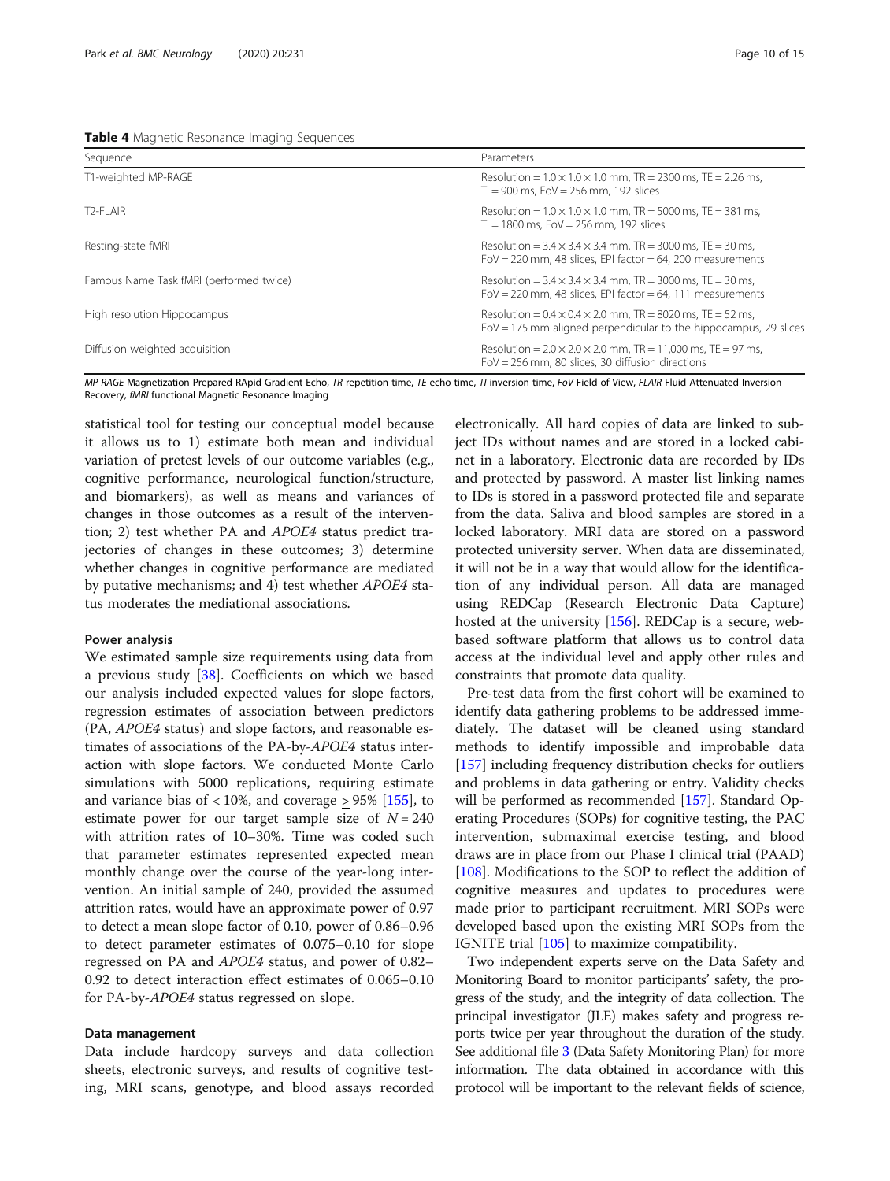**Table 4** Magnetic Resonance Imaging Sequences

| Sequence | Parameters |
| --- | --- |
| T1-weighted MP-RAGE | Resolution = 1.0 × 1.0 × 1.0 mm, TR = 2300 ms, TE = 2.26 ms, TI = 900 ms, FoV = 256 mm, 192 slices |
| T2-FLAIR | Resolution = 1.0 × 1.0 × 1.0 mm, TR = 5000 ms, TE = 381 ms, TI = 1800 ms, FoV = 256 mm, 192 slices |
| Resting-state fMRI | Resolution = 3.4 × 3.4 × 3.4 mm, TR = 3000 ms, TE = 30 ms, FoV = 220 mm, 48 slices, EPI factor = 64, 200 measurements |
| Famous Name Task fMRI (performed twice) | Resolution = 3.4 × 3.4 × 3.4 mm, TR = 3000 ms, TE = 30 ms, FoV = 220 mm, 48 slices, EPI factor = 64, 111 measurements |
| High resolution Hippocampus | Resolution = 0.4 × 0.4 × 2.0 mm, TR = 8020 ms, TE = 52 ms, FoV = 175 mm aligned perpendicular to the hippocampus, 29 slices |
| Diffusion weighted acquisition | Resolution = 2.0 × 2.0 × 2.0 mm, TR = 11,000 ms, TE = 97 ms, FoV = 256 mm, 80 slices, 30 diffusion directions |

*MP-RAGE* Magnetization Prepared-RApid Gradient Echo, *TR* repetition time, *TE* echo time, *TI* inversion time, *FoV* Field of View, *FLAIR* Fluid-Attenuated Inversion Recovery, *fMRI* functional Magnetic Resonance Imaging

statistical tool for testing our conceptual model because it allows us to 1) estimate both mean and individual variation of pretest levels of our outcome variables (e.g., cognitive performance, neurological function/structure, and biomarkers), as well as means and variances of changes in those outcomes as a result of the intervention; 2) test whether PA and *APOE4* status predict trajectories of changes in these outcomes; 3) determine whether changes in cognitive performance are mediated by putative mechanisms; and 4) test whether *APOE4* status moderates the mediational associations.

### Power analysis

We estimated sample size requirements using data from a previous study [38]. Coefficients on which we based our analysis included expected values for slope factors, regression estimates of association between predictors (PA, *APOE4* status) and slope factors, and reasonable estimates of associations of the PA-by-*APOE4* status interaction with slope factors. We conducted Monte Carlo simulations with 5000 replications, requiring estimate and variance bias of < 10%, and coverage $\geq$ 95% [155], to estimate power for our target sample size of $N = 240$ with attrition rates of 10–30%. Time was coded such that parameter estimates represented expected mean monthly change over the course of the year-long intervention. An initial sample of 240, provided the assumed attrition rates, would have an approximate power of 0.97 to detect a mean slope factor of 0.10, power of 0.86–0.96 to detect parameter estimates of 0.075–0.10 for slope regressed on PA and *APOE4* status, and power of 0.82–0.92 to detect interaction effect estimates of 0.065–0.10 for PA-by-*APOE4* status regressed on slope.

### Data management

Data include hardcopy surveys and data collection sheets, electronic surveys, and results of cognitive testing, MRI scans, genotype, and blood assays recorded electronically. All hard copies of data are linked to subject IDs without names and are stored in a locked cabinet in a laboratory. Electronic data are recorded by IDs and protected by password. A master list linking names to IDs is stored in a password protected file and separate from the data. Saliva and blood samples are stored in a locked laboratory. MRI data are stored on a password protected university server. When data are disseminated, it will not be in a way that would allow for the identification of any individual person. All data are managed using REDCap (Research Electronic Data Capture) hosted at the university [156]. REDCap is a secure, web-based software platform that allows us to control data access at the individual level and apply other rules and constraints that promote data quality.

Pre-test data from the first cohort will be examined to identify data gathering problems to be addressed immediately. The dataset will be cleaned using standard methods to identify impossible and improbable data [157] including frequency distribution checks for outliers and problems in data gathering or entry. Validity checks will be performed as recommended [157]. Standard Operating Procedures (SOPs) for cognitive testing, the PAC intervention, submaximal exercise testing, and blood draws are in place from our Phase I clinical trial (PAAD) [108]. Modifications to the SOP to reflect the addition of cognitive measures and updates to procedures were made prior to participant recruitment. MRI SOPs were developed based upon the existing MRI SOPs from the IGNITE trial [105] to maximize compatibility.

Two independent experts serve on the Data Safety and Monitoring Board to monitor participants' safety, the progress of the study, and the integrity of data collection. The principal investigator (JLE) makes safety and progress reports twice per year throughout the duration of the study. See additional file 3 (Data Safety Monitoring Plan) for more information. The data obtained in accordance with this protocol will be important to the relevant fields of science,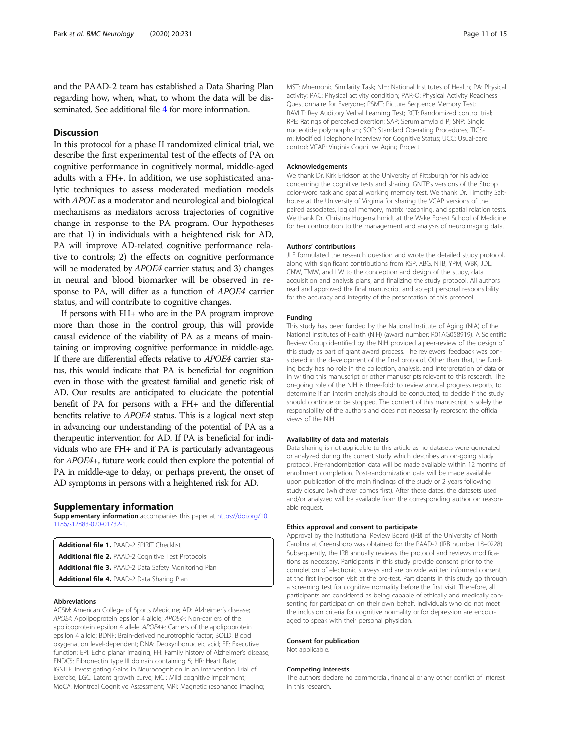and the PAAD-2 team has established a Data Sharing Plan regarding how, when, what, to whom the data will be disseminated. See additional file 4 for more information.

## Discussion

In this protocol for a phase II randomized clinical trial, we describe the first experimental test of the effects of PA on cognitive performance in cognitively normal, middle-aged adults with a FH+. In addition, we use sophisticated analytic techniques to assess moderated mediation models with *APOE* as a moderator and neurological and biological mechanisms as mediators across trajectories of cognitive change in response to the PA program. Our hypotheses are that 1) in individuals with a heightened risk for AD, PA will improve AD-related cognitive performance relative to controls; 2) the effects on cognitive performance will be moderated by *APOE4* carrier status; and 3) changes in neural and blood biomarker will be observed in response to PA, will differ as a function of *APOE4* carrier status, and will contribute to cognitive changes.

If persons with FH+ who are in the PA program improve more than those in the control group, this will provide causal evidence of the viability of PA as a means of maintaining or improving cognitive performance in middle-age. If there are differential effects relative to *APOE4* carrier status, this would indicate that PA is beneficial for cognition even in those with the greatest familial and genetic risk of AD. Our results are anticipated to elucidate the potential benefit of PA for persons with a FH+ and the differential benefits relative to *APOE4* status. This is a logical next step in advancing our understanding of the potential of PA as a therapeutic intervention for AD. If PA is beneficial for individuals who are FH+ and if PA is particularly advantageous for *APOE4*+, future work could then explore the potential of PA in middle-age to delay, or perhaps prevent, the onset of AD symptoms in persons with a heightened risk for AD.

## Supplementary information

**Supplementary information** accompanies this paper at https://doi.org/10.1186/s12883-020-01732-1.

**Additional file 1.** PAAD-2 SPIRIT Checklist
**Additional file 2.** PAAD-2 Cognitive Test Protocols
**Additional file 3.** PAAD-2 Data Safety Monitoring Plan
**Additional file 4.** PAAD-2 Data Sharing Plan

### Abbreviations

ACSM: American College of Sports Medicine; AD: Alzheimer's disease; *APOE4*: Apolipoprotein epsilon 4 allele; *APOE4*-: Non-carriers of the apolipoprotein epsilon 4 allele; *APOE4*+: Carriers of the apolipoprotein epsilon 4 allele; BDNF: Brain-derived neurotrophic factor; BOLD: Blood oxygenation level-dependent; DNA: Deoxyribonucleic acid; EF: Executive function; EPI: Echo planar imaging; FH: Family history of Alzheimer's disease; FNDC5: Fibronectin type III domain containing 5; HR: Heart Rate; IGNITE: Investigating Gains in Neurocognition in an Intervention Trial of Exercise; LGC: Latent growth curve; MCI: Mild cognitive impairment; MoCA: Montreal Cognitive Assessment; MRI: Magnetic resonance imaging; MST: Mnemonic Similarity Task; NIH: National Institutes of Health; PA: Physical activity; PAC: Physical activity condition; PAR-Q: Physical Activity Readiness Questionnaire for Everyone; PSMT: Picture Sequence Memory Test; RAVLT: Rey Auditory Verbal Learning Test; RCT: Randomized control trial; RPE: Ratings of perceived exertion; SAP: Serum amyloid P; SNP: Single nucleotide polymorphism; SOP: Standard Operating Procedures; TICS-m: Modified Telephone Interview for Cognitive Status; UCC: Usual-care control; VCAP: Virginia Cognitive Aging Project

### Acknowledgements

We thank Dr. Kirk Erickson at the University of Pittsburgh for his advice concerning the cognitive tests and sharing IGNITE's versions of the Stroop color-word task and spatial working memory test. We thank Dr. Timothy Salthouse at the University of Virginia for sharing the VCAP versions of the paired associates, logical memory, matrix reasoning, and spatial relation tests. We thank Dr. Christina Hugenschmidt at the Wake Forest School of Medicine for her contribution to the management and analysis of neuroimaging data.

### Authors' contributions

JLE formulated the research question and wrote the detailed study protocol, along with significant contributions from KSP, ABG, NTB, YPM, WBK, JDL, CNW, TMW, and LW to the conception and design of the study, data acquisition and analysis plans, and finalizing the study protocol. All authors read and approved the final manuscript and accept personal responsibility for the accuracy and integrity of the presentation of this protocol.

### Funding

This study has been funded by the National Institute of Aging (NIA) of the National Institutes of Health (NIH) (award number: R01AG058919). A Scientific Review Group identified by the NIH provided a peer-review of the design of this study as part of grant award process. The reviewers' feedback was considered in the development of the final protocol. Other than that, the funding body has no role in the collection, analysis, and interpretation of data or in writing this manuscript or other manuscripts relevant to this research. The on-going role of the NIH is three-fold: to review annual progress reports, to determine if an interim analysis should be conducted; to decide if the study should continue or be stopped. The content of this manuscript is solely the responsibility of the authors and does not necessarily represent the official views of the NIH.

### Availability of data and materials

Data sharing is not applicable to this article as no datasets were generated or analyzed during the current study which describes an on-going study protocol. Pre-randomization data will be made available within 12 months of enrollment completion. Post-randomization data will be made available upon publication of the main findings of the study or 2 years following study closure (whichever comes first). After these dates, the datasets used and/or analyzed will be available from the corresponding author on reasonable request.

### Ethics approval and consent to participate

Approval by the Institutional Review Board (IRB) of the University of North Carolina at Greensboro was obtained for the PAAD-2 (IRB number 18–0228). Subsequently, the IRB annually reviews the protocol and reviews modifications as necessary. Participants in this study provide consent prior to the completion of electronic surveys and are provide written informed consent at the first in-person visit at the pre-test. Participants in this study go through a screening test for cognitive normality before the first visit. Therefore, all participants are considered as being capable of ethically and medically consenting for participation on their own behalf. Individuals who do not meet the inclusion criteria for cognitive normality or for depression are encouraged to speak with their personal physician.

### Consent for publication

Not applicable.

### Competing interests

The authors declare no commercial, financial or any other conflict of interest in this research.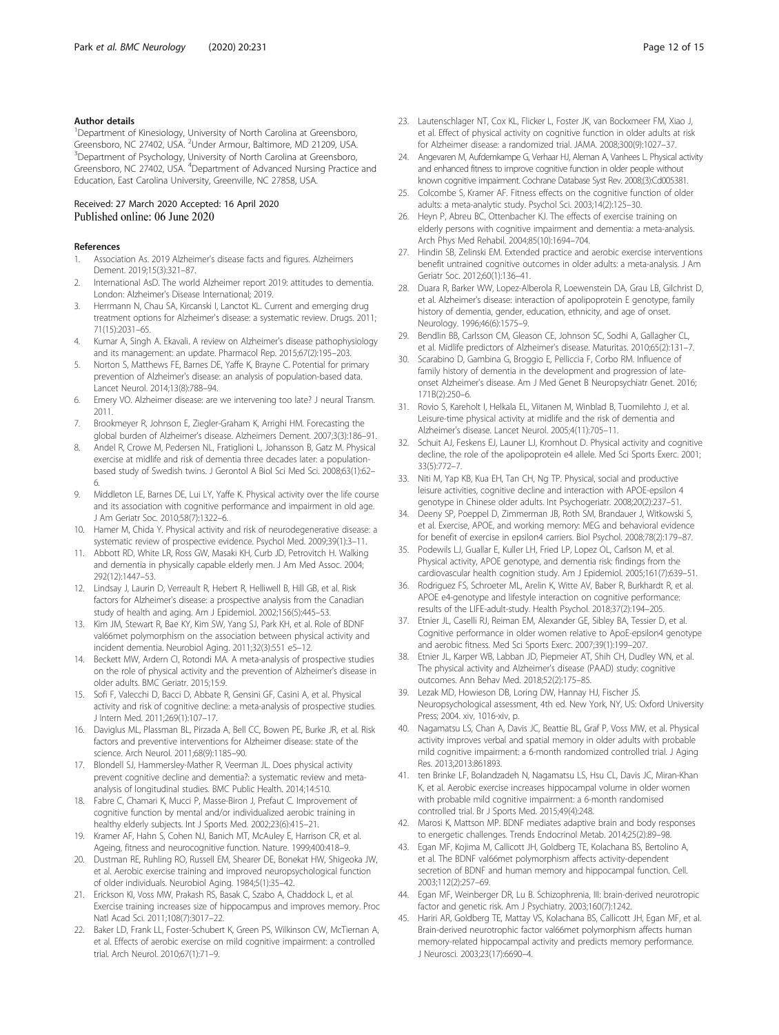#### Author details

[1]Department of Kinesiology, University of North Carolina at Greensboro, Greensboro, NC 27402, USA. [2]Under Armour, Baltimore, MD 21209, USA. [3]Department of Psychology, University of North Carolina at Greensboro, Greensboro, NC 27402, USA. [4]Department of Advanced Nursing Practice and Education, East Carolina University, Greenville, NC 27858, USA.

Received: 27 March 2020 Accepted: 16 April 2020
Published online: 06 June 2020

#### References

1. Association As. 2019 Alzheimer's disease facts and figures. Alzheimers Dement. 2019;15(3):321–87.
2. International AsD. The world Alzheimer report 2019: attitudes to dementia. London: Alzheimer's Disease International; 2019.
3. Herrmann N, Chau SA, Kircanski I, Lanctot KL. Current and emerging drug treatment options for Alzheimer's disease: a systematic review. Drugs. 2011; 71(15):2031–65.
4. Kumar A, Singh A. Ekavali. A review on Alzheimer's disease pathophysiology and its management: an update. Pharmacol Rep. 2015;67(2):195–203.
5. Norton S, Matthews FE, Barnes DE, Yaffe K, Brayne C. Potential for primary prevention of Alzheimer's disease: an analysis of population-based data. Lancet Neurol. 2014;13(8):788–94.
6. Emery VO. Alzheimer disease: are we intervening too late? J neural Transm. 2011.
7. Brookmeyer R, Johnson E, Ziegler-Graham K, Arrighi HM. Forecasting the global burden of Alzheimer's disease. Alzheimers Dement. 2007;3(3):186–91.
8. Andel R, Crowe M, Pedersen NL, Fratiglioni L, Johansson B, Gatz M. Physical exercise at midlife and risk of dementia three decades later: a population-based study of Swedish twins. J Gerontol A Biol Sci Med Sci. 2008;63(1):62–6.
9. Middleton LE, Barnes DE, Lui LY, Yaffe K. Physical activity over the life course and its association with cognitive performance and impairment in old age. J Am Geriatr Soc. 2010;58(7):1322–6.
10. Hamer M, Chida Y. Physical activity and risk of neurodegenerative disease: a systematic review of prospective evidence. Psychol Med. 2009;39(1):3–11.
11. Abbott RD, White LR, Ross GW, Masaki KH, Curb JD, Petrovitch H. Walking and dementia in physically capable elderly men. J Am Med Assoc. 2004; 292(12):1447–53.
12. Lindsay J, Laurin D, Verreault R, Hebert R, Helliwell B, Hill GB, et al. Risk factors for Alzheimer's disease: a prospective analysis from the Canadian study of health and aging. Am J Epidemiol. 2002;156(5):445–53.
13. Kim JM, Stewart R, Bae KY, Kim SW, Yang SJ, Park KH, et al. Role of BDNF val66met polymorphism on the association between physical activity and incident dementia. Neurobiol Aging. 2011;32(3):551 e5–12.
14. Beckett MW, Ardern CI, Rotondi MA. A meta-analysis of prospective studies on the role of physical activity and the prevention of Alzheimer's disease in older adults. BMC Geriatr. 2015;15:9.
15. Sofi F, Valecchi D, Bacci D, Abbate R, Gensini GF, Casini A, et al. Physical activity and risk of cognitive decline: a meta-analysis of prospective studies. J Intern Med. 2011;269(1):107–17.
16. Daviglus ML, Plassman BL, Pirzada A, Bell CC, Bowen PE, Burke JR, et al. Risk factors and preventive interventions for Alzheimer disease: state of the science. Arch Neurol. 2011;68(9):1185–90.
17. Blondell SJ, Hammersley-Mather R, Veerman JL. Does physical activity prevent cognitive decline and dementia?: a systematic review and meta-analysis of longitudinal studies. BMC Public Health. 2014;14:510.
18. Fabre C, Chamari K, Mucci P, Masse-Biron J, Prefaut C. Improvement of cognitive function by mental and/or individualized aerobic training in healthy elderly subjects. Int J Sports Med. 2002;23(6):415–21.
19. Kramer AF, Hahn S, Cohen NJ, Banich MT, McAuley E, Harrison CR, et al. Ageing, fitness and neurocognitive function. Nature. 1999;400:418–9.
20. Dustman RE, Ruhling RO, Russell EM, Shearer DE, Bonekat HW, Shigeoka JW, et al. Aerobic exercise training and improved neuropsychological function of older individuals. Neurobiol Aging. 1984;5(1):35–42.
21. Erickson KI, Voss MW, Prakash RS, Basak C, Szabo A, Chaddock L, et al. Exercise training increases size of hippocampus and improves memory. Proc Natl Acad Sci. 2011;108(7):3017–22.
22. Baker LD, Frank LL, Foster-Schubert K, Green PS, Wilkinson CW, McTiernan A, et al. Effects of aerobic exercise on mild cognitive impairment: a controlled trial. Arch Neurol. 2010;67(1):71–9.
23. Lautenschlager NT, Cox KL, Flicker L, Foster JK, van Bockxmeer FM, Xiao J, et al. Effect of physical activity on cognitive function in older adults at risk for Alzheimer disease: a randomized trial. JAMA. 2008;300(9):1027–37.
24. Angevaren M, Aufdemkampe G, Verhaar HJ, Aleman A, Vanhees L. Physical activity and enhanced fitness to improve cognitive function in older people without known cognitive impairment. Cochrane Database Syst Rev. 2008;(3):Cd005381.
25. Colcombe S, Kramer AF. Fitness effects on the cognitive function of older adults: a meta-analytic study. Psychol Sci. 2003;14(2):125–30.
26. Heyn P, Abreu BC, Ottenbacher KJ. The effects of exercise training on elderly persons with cognitive impairment and dementia: a meta-analysis. Arch Phys Med Rehabil. 2004;85(10):1694–704.
27. Hindin SB, Zelinski EM. Extended practice and aerobic exercise interventions benefit untrained cognitive outcomes in older adults: a meta-analysis. J Am Geriatr Soc. 2012;60(1):136–41.
28. Duara R, Barker WW, Lopez-Alberola R, Loewenstein DA, Grau LB, Gilchrist D, et al. Alzheimer's disease: interaction of apolipoprotein E genotype, family history of dementia, gender, education, ethnicity, and age of onset. Neurology. 1996;46(6):1575–9.
29. Bendlin BB, Carlsson CM, Gleason CE, Johnson SC, Sodhi A, Gallagher CL, et al. Midlife predictors of Alzheimer's disease. Maturitas. 2010;65(2):131–7.
30. Scarabino D, Gambina G, Broggio E, Pelliccia F, Corbo RM. Influence of family history of dementia in the development and progression of late-onset Alzheimer's disease. Am J Med Genet B Neuropsychiatr Genet. 2016; 171B(2):250–6.
31. Rovio S, Kareholt I, Helkala EL, Viitanen M, Winblad B, Tuomilehto J, et al. Leisure-time physical activity at midlife and the risk of dementia and Alzheimer's disease. Lancet Neurol. 2005;4(11):705–11.
32. Schuit AJ, Feskens EJ, Launer LJ, Kromhout D. Physical activity and cognitive decline, the role of the apolipoprotein e4 allele. Med Sci Sports Exerc. 2001; 33(5):772–7.
33. Niti M, Yap KB, Kua EH, Tan CH, Ng TP. Physical, social and productive leisure activities, cognitive decline and interaction with APOE-epsilon 4 genotype in Chinese older adults. Int Psychogeriatr. 2008;20(2):237–51.
34. Deeny SP, Poeppel D, Zimmerman JB, Roth SM, Brandauer J, Witkowski S, et al. Exercise, APOE, and working memory: MEG and behavioral evidence for benefit of exercise in epsilon4 carriers. Biol Psychol. 2008;78(2):179–87.
35. Podewils LJ, Guallar E, Kuller LH, Fried LP, Lopez OL, Carlson M, et al. Physical activity, APOE genotype, and dementia risk: findings from the cardiovascular health cognition study. Am J Epidemiol. 2005;161(7):639–51.
36. Rodriguez FS, Schroeter ML, Arelin K, Witte AV, Baber R, Burkhardt R, et al. APOE e4-genotype and lifestyle interaction on cognitive performance: results of the LIFE-adult-study. Health Psychol. 2018;37(2):194–205.
37. Etnier JL, Caselli RJ, Reiman EM, Alexander GE, Sibley BA, Tessier D, et al. Cognitive performance in older women relative to ApoE-epsilon4 genotype and aerobic fitness. Med Sci Sports Exerc. 2007;39(1):199–207.
38. Etnier JL, Karper WB, Labban JD, Piepmeier AT, Shih CH, Dudley WN, et al. The physical activity and Alzheimer's disease (PAAD) study: cognitive outcomes. Ann Behav Med. 2018;52(2):175–85.
39. Lezak MD, Howieson DB, Loring DW, Hannay HJ, Fischer JS. Neuropsychological assessment, 4th ed. New York, NY, US: Oxford University Press; 2004. xiv, 1016-xiv, p.
40. Nagamatsu LS, Chan A, Davis JC, Beattie BL, Graf P, Voss MW, et al. Physical activity improves verbal and spatial memory in older adults with probable mild cognitive impairment: a 6-month randomized controlled trial. J Aging Res. 2013;2013:861893.
41. ten Brinke LF, Bolandzadeh N, Nagamatsu LS, Hsu CL, Davis JC, Miran-Khan K, et al. Aerobic exercise increases hippocampal volume in older women with probable mild cognitive impairment: a 6-month randomised controlled trial. Br J Sports Med. 2015;49(4):248.
42. Marosi K, Mattson MP. BDNF mediates adaptive brain and body responses to energetic challenges. Trends Endocrinol Metab. 2014;25(2):89–98.
43. Egan MF, Kojima M, Callicott JH, Goldberg TE, Kolachana BS, Bertolino A, et al. The BDNF val66met polymorphism affects activity-dependent secretion of BDNF and human memory and hippocampal function. Cell. 2003;112(2):257–69.
44. Egan MF, Weinberger DR, Lu B. Schizophrenia, III: brain-derived neurotropic factor and genetic risk. Am J Psychiatry. 2003;160(7):1242.
45. Hariri AR, Goldberg TE, Mattay VS, Kolachana BS, Callicott JH, Egan MF, et al. Brain-derived neurotrophic factor val66met polymorphism affects human memory-related hippocampal activity and predicts memory performance. J Neurosci. 2003;23(17):6690–4.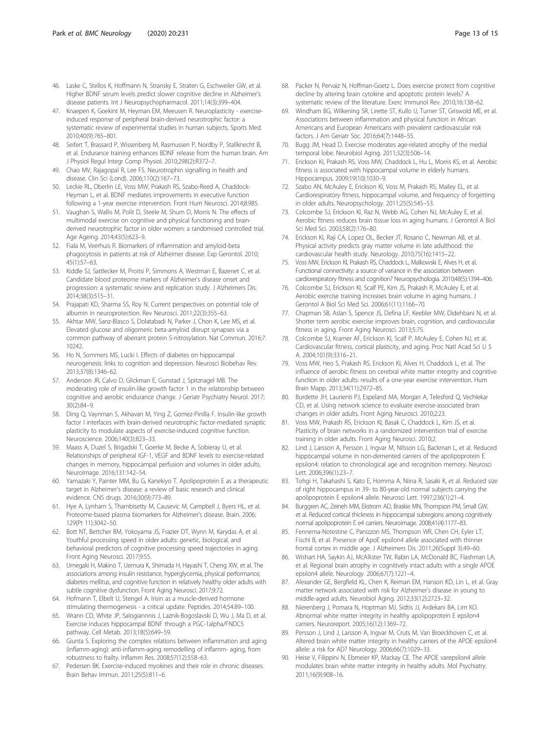46. Laske C, Stellos K, Hoffmann N, Stransky E, Straten G, Eschweiler GW, et al. Higher BDNF serum levels predict slower cognitive decline in Alzheimer's disease patients. Int J Neuropsychopharmacol. 2011;14(3):399–404.
47. Knaepen K, Goekint M, Heyman EM, Meeusen R. Neuroplasticity - exercise-induced response of peripheral brain-derived neurotrophic factor: a systematic review of experimental studies in human subjects. Sports Med. 2010;40(9):765–801.
48. Seifert T, Brassard P, Wissenberg M, Rasmussen P, Nordby P, Stallknecht B, et al. Endurance training enhances BDNF release from the human brain. Am J Physiol Regul Integr Comp Physiol. 2010;298(2):R372–7.
49. Chao MV, Rajagopal R, Lee FS. Neurotrophin signalling in health and disease. Clin Sci (Lond). 2006;110(2):167–73.
50. Leckie RL, Oberlin LE, Voss MW, Prakash RS, Szabo-Reed A, Chaddock-Heyman L, et al. BDNF mediates improvements in executive function following a 1-year exercise intervention. Front Hum Neurosci. 2014;8:985.
51. Vaughan S, Wallis M, Polit D, Steele M, Shum D, Morris N. The effects of multimodal exercise on cognitive and physical functioning and brain-derived neurotrophic factor in older women: a randomised controlled trial. Age Ageing. 2014;43(5):623–9.
52. Fiala M, Veerhuis R. Biomarkers of inflammation and amyloid-beta phagocytosis in patients at risk of Alzheimer disease. Exp Gerontol. 2010;45(1):57–63.
53. Kiddle SJ, Sattlecker M, Proitsi P, Simmons A, Westman E, Bazenet C, et al. Candidate blood proteome markers of Alzheimer's disease onset and progression: a systematic review and replication study. J Alzheimers Dis. 2014;38(3):515–31.
54. Prajapati KD, Sharma SS, Roy N. Current perspectives on potential role of albumin in neuroprotection. Rev Neurosci. 2011;22(3):355–63.
55. Akhtar MW, Sanz-Blasco S, Dolatabadi N, Parker J, Chon K, Lee MS, et al. Elevated glucose and oligomeric beta-amyloid disrupt synapses via a common pathway of aberrant protein S-nitrosylation. Nat Commun. 2016;7:10242.
56. Ho N, Sommers MS, Lucki I. Effects of diabetes on hippocampal neurogenesis: links to cognition and depression. Neurosci Biobehav Rev. 2013;37(8):1346–62.
57. Anderson JR, Calvo D, Glickman E, Gunstad J, Spitznagel MB. The moderating role of insulin-like growth factor 1 in the relationship between cognitive and aerobic endurance change. J Geriatr Psychiatry Neurol. 2017;30(2):84–9.
58. Ding Q, Vaynman S, Akhavan M, Ying Z, Gomez-Pinilla F. Insulin-like growth factor I interfaces with brain-derived neurotrophic factor-mediated synaptic plasticity to modulate aspects of exercise-induced cognitive function. Neuroscience. 2006;140(3):823–33.
59. Maass A, Duzel S, Brigadski T, Goerke M, Becke A, Sobieray U, et al. Relationships of peripheral IGF-1, VEGF and BDNF levels to exercise-related changes in memory, hippocampal perfusion and volumes in older adults. NeuroImage. 2016;131:142–54.
60. Yamazaki Y, Painter MM, Bu G, Kanekiyo T. Apolipoprotein E as a therapeutic target in Alzheimer's disease: a review of basic research and clinical evidence. CNS drugs. 2016;30(9):773–89.
61. Hye A, Lynham S, Thambisetty M, Causevic M, Campbell J, Byers HL, et al. Proteome-based plasma biomarkers for Alzheimer's disease. Brain. 2006;129(Pt 11):3042–50.
62. Bott NT, Bettcher BM, Yokoyama JS, Frazier DT, Wynn M, Karydas A, et al. Youthful processing speed in older adults: genetic, biological, and behavioral predictors of cognitive processing speed trajectories in aging. Front Aging Neurosci. 2017;9:55.
63. Umegaki H, Makino T, Uemura K, Shimada H, Hayashi T, Cheng XW, et al. The associations among insulin resistance, hyperglycemia, physical performance, diabetes mellitus, and cognitive function in relatively healthy older adults with subtle cognitive dysfunction. Front Aging Neurosci. 2017;9:72.
64. Hofmann T, Elbelt U, Stengel A. Irisin as a muscle-derived hormone stimulating thermogenesis - a critical update. Peptides. 2014;54:89–100.
65. Wrann CD, White JP, Salogiannnis J, Laznik-Bogoslavski D, Wu J, Ma D, et al. Exercise induces hippocampal BDNF through a PGC-1alpha/FNDC5 pathway. Cell Metab. 2013;18(5):649–59.
66. Giunta S. Exploring the complex relations between inflammation and aging (inflamm-aging): anti-inflamm-aging remodelling of inflamm- aging, from robustness to frailty. Inflamm Res. 2008;57(12):558–63.
67. Pedersen BK. Exercise-induced myokines and their role in chronic diseases. Brain Behav Immun. 2011;25(5):811–6.
68. Packer N, Pervaiz N, Hoffman-Goetz L. Does exercise protect from cognitive decline by altering brain cytokine and apoptotic protein levels? A systematic review of the literature. Exerc Immunol Rev. 2010;16:138–62.
69. Windham BG, Wilkening SR, Lirette ST, Kullo IJ, Turner ST, Griswold ME, et al. Associations between inflammation and physical function in African Americans and European Americans with prevalent cardiovascular risk factors. J Am Geriatr Soc. 2016;64(7):1448–55.
70. Bugg JM, Head D. Exercise moderates age-related atrophy of the medial temporal lobe. Neurobiol Aging. 2011;32(3):506–14.
71. Erickson KI, Prakash RS, Voss MW, Chaddock L, Hu L, Morris KS, et al. Aerobic fitness is associated with hippocampal volume in elderly humans. Hippocampus. 2009;19(10):1030–9.
72. Szabo AN, McAuley E, Erickson KI, Voss M, Prakash RS, Mailey EL, et al. Cardiorespiratory fitness, hippocampal volume, and frequency of forgetting in older adults. Neuropsychology. 2011;25(5):545–53.
73. Colcombe SJ, Erickson KI, Raz N, Webb AG, Cohen NJ, McAuley E, et al. Aerobic fitness reduces brain tissue loss in aging humans. J Gerontol A Biol Sci Med Sci. 2003;58(2):176–80.
74. Erickson KI, Raji CA, Lopez OL, Becker JT, Rosano C, Newman AB, et al. Physical activity predicts gray matter volume in late adulthood: the cardiovascular health study. Neurology. 2010;75(16):1415–22.
75. Voss MW, Erickson KI, Prakash RS, Chaddock L, Malkowski E, Alves H, et al. Functional connectivity: a source of variance in the association between cardiorespiratory fitness and cognition? Neuropsychologia. 2010;48(5):1394–406.
76. Colcombe SJ, Erickson KI, Scalf PE, Kim JS, Prakash R, McAuley E, et al. Aerobic exercise training increases brain volume in aging humans. J Gerontol A Biol Sci Med Sci. 2006;61(11):1166–70.
77. Chapman SB, Aslan S, Spence JS, Defina LF, Keebler MW, Didehbani N, et al. Shorter term aerobic exercise improves brain, cognition, and cardiovascular fitness in aging. Front Aging Neurosci. 2013;5:75.
78. Colcombe SJ, Kramer AF, Erickson KI, Scalf P, McAuley E, Cohen NJ, et al. Cardiovascular fitness, cortical plasticity, and aging. Proc Natl Acad Sci U S A. 2004;101(9):3316–21.
79. Voss MW, Heo S, Prakash RS, Erickson KI, Alves H, Chaddock L, et al. The influence of aerobic fitness on cerebral white matter integrity and cognitive function in older adults: results of a one-year exercise intervention. Hum Brain Mapp. 2013;34(11):2972–85.
80. Burdette JH, Laurienti PJ, Espeland MA, Morgan A, Telesford Q, Vechlekar CD, et al. Using network science to evaluate exercise-associated brain changes in older adults. Front Aging Neurosci. 2010;2:23.
81. Voss MW, Prakash RS, Erickson KI, Basak C, Chaddock L, Kim JS, et al. Plasticity of brain networks in a randomized intervention trial of exercise training in older adults. Front Aging Neurosci. 2010;2.
82. Lind J, Larsson A, Persson J, Ingvar M, Nilsson LG, Backman L, et al. Reduced hippocampal volume in non-demented carriers of the apolipoprotein E epsilon4: relation to chronological age and recognition memory. Neurosci Lett. 2006;396(1):23–7.
83. Tohgi H, Takahashi S, Kato E, Homma A, Niina R, Sasaki K, et al. Reduced size of right hippocampus in 39- to 80-year-old normal subjects carrying the apolipoprotein E epsilon4 allele. Neurosci Lett. 1997;236(1):21–4.
84. Burggren AC, Zeineh MM, Ekstrom AD, Braskie MN, Thompson PM, Small GW, et al. Reduced cortical thickness in hippocampal subregions among cognitively normal apolipoprotein E e4 carriers. Neuroimage. 2008;41(4):1177–83.
85. Fennema-Notestine C, Panizzon MS, Thompson WR, Chen CH, Eyler LT, Fischl B, et al. Presence of ApoE epsilon4 allele associated with thinner frontal cortex in middle age. J Alzheimers Dis. 2011;26(Suppl 3):49–60.
86. Wishart HA, Saykin AJ, McAllister TW, Rabin LA, McDonald BC, Flashman LA, et al. Regional brain atrophy in cognitively intact adults with a single APOE epsilon4 allele. Neurology. 2006;67(7):1221–4.
87. Alexander GE, Bergfield KL, Chen K, Reiman EM, Hanson KD, Lin L, et al. Gray matter network associated with risk for Alzheimer's disease in young to middle-aged adults. Neurobiol Aging. 2012;33(12):2723–32.
88. Nierenberg J, Pomara N, Hoptman MJ, Sidtis JJ, Ardekani BA, Lim KO. Abnormal white matter integrity in healthy apolipoprotein E epsilon4 carriers. Neuroreport. 2005;16(12):1369–72.
89. Persson J, Lind J, Larsson A, Ingvar M, Cruts M, Van Broeckhoven C, et al. Altered brain white matter integrity in healthy carriers of the APOE epsilon4 allele: a risk for AD? Neurology. 2006;66(7):1029–33.
90. Heise V, Filippini N, Ebmeier KP, Mackay CE. The APOE varepsilon4 allele modulates brain white matter integrity in healthy adults. Mol Psychiatry. 2011;16(9):908–16.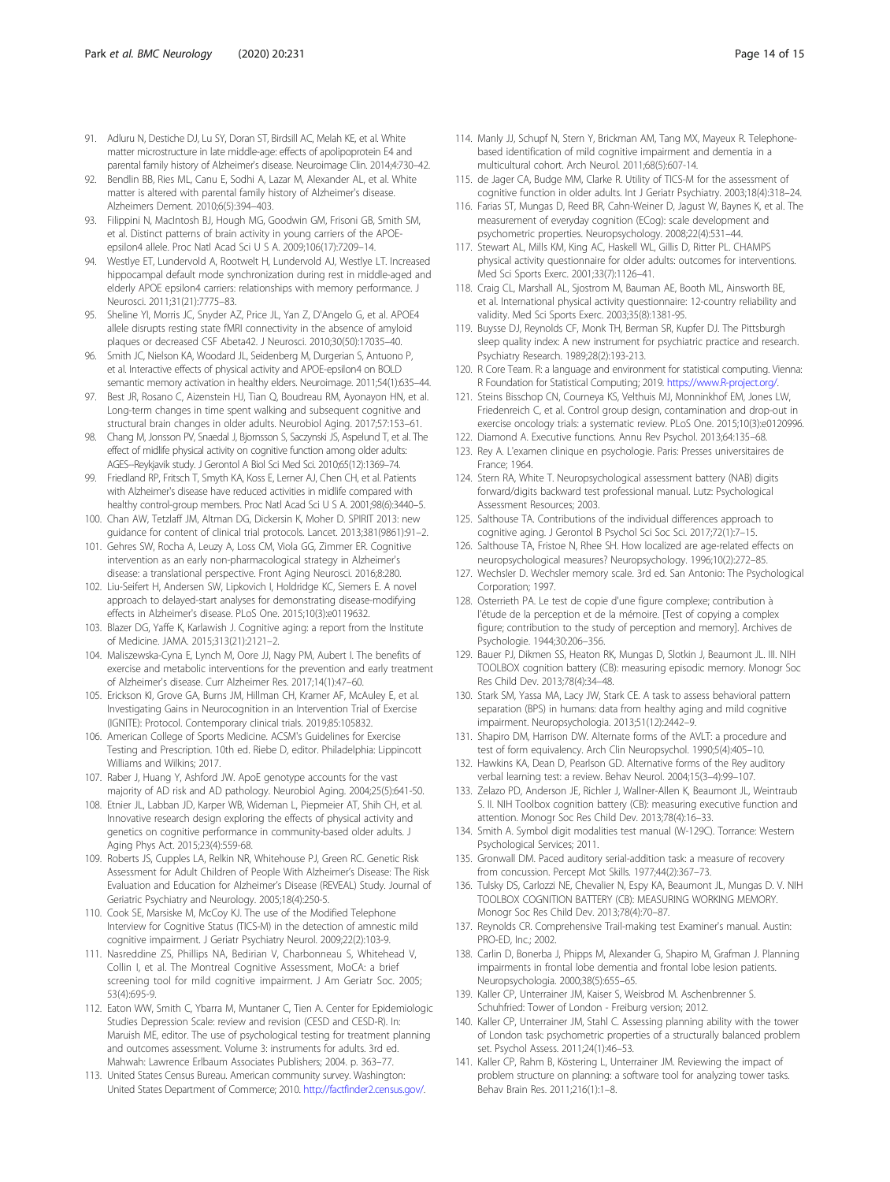91. Adluru N, Destiche DJ, Lu SY, Doran ST, Birdsill AC, Melah KE, et al. White matter microstructure in late middle-age: effects of apolipoprotein E4 and parental family history of Alzheimer's disease. Neuroimage Clin. 2014;4:730–42.
92. Bendlin BB, Ries ML, Canu E, Sodhi A, Lazar M, Alexander AL, et al. White matter is altered with parental family history of Alzheimer's disease. Alzheimers Dement. 2010;6(5):394–403.
93. Filippini N, MacIntosh BJ, Hough MG, Goodwin GM, Frisoni GB, Smith SM, et al. Distinct patterns of brain activity in young carriers of the APOE-epsilon4 allele. Proc Natl Acad Sci U S A. 2009;106(17):7209–14.
94. Westlye ET, Lundervold A, Rootwelt H, Lundervold AJ, Westlye LT. Increased hippocampal default mode synchronization during rest in middle-aged and elderly APOE epsilon4 carriers: relationships with memory performance. J Neurosci. 2011;31(21):7775–83.
95. Sheline YI, Morris JC, Snyder AZ, Price JL, Yan Z, D'Angelo G, et al. APOE4 allele disrupts resting state fMRI connectivity in the absence of amyloid plaques or decreased CSF Abeta42. J Neurosci. 2010;30(50):17035–40.
96. Smith JC, Nielson KA, Woodard JL, Seidenberg M, Durgerian S, Antuono P, et al. Interactive effects of physical activity and APOE-epsilon4 on BOLD semantic memory activation in healthy elders. Neuroimage. 2011;54(1):635–44.
97. Best JR, Rosano C, Aizenstein HJ, Tian Q, Boudreau RM, Ayonayon HN, et al. Long-term changes in time spent walking and subsequent cognitive and structural brain changes in older adults. Neurobiol Aging. 2017;57:153–61.
98. Chang M, Jonsson PV, Snaedal J, Bjornsson S, Saczynski JS, Aspelund T, et al. The effect of midlife physical activity on cognitive function among older adults: AGES--Reykjavik study. J Gerontol A Biol Sci Med Sci. 2010;65(12):1369–74.
99. Friedland RP, Fritsch T, Smyth KA, Koss E, Lerner AJ, Chen CH, et al. Patients with Alzheimer's disease have reduced activities in midlife compared with healthy control-group members. Proc Natl Acad Sci U S A. 2001;98(6):3440–5.
100. Chan AW, Tetzlaff JM, Altman DG, Dickersin K, Moher D. SPIRIT 2013: new guidance for content of clinical trial protocols. Lancet. 2013;381(9861):91–2.
101. Gehres SW, Rocha A, Leuzy A, Loss CM, Viola GG, Zimmer ER. Cognitive intervention as an early non-pharmacological strategy in Alzheimer's disease: a translational perspective. Front Aging Neurosci. 2016;8:280.
102. Liu-Seifert H, Andersen SW, Lipkovich I, Holdridge KC, Siemers E. A novel approach to delayed-start analyses for demonstrating disease-modifying effects in Alzheimer's disease. PLoS One. 2015;10(3):e0119632.
103. Blazer DG, Yaffe K, Karlawish J. Cognitive aging: a report from the Institute of Medicine. JAMA. 2015;313(21):2121–2.
104. Maliszewska-Cyna E, Lynch M, Oore JJ, Nagy PM, Aubert I. The benefits of exercise and metabolic interventions for the prevention and early treatment of Alzheimer's disease. Curr Alzheimer Res. 2017;14(1):47–60.
105. Erickson KI, Grove GA, Burns JM, Hillman CH, Kramer AF, McAuley E, et al. Investigating Gains in Neurocognition in an Intervention Trial of Exercise (IGNITE): Protocol. Contemporary clinical trials. 2019;85:105832.
106. American College of Sports Medicine. ACSM's Guidelines for Exercise Testing and Prescription. 10th ed. Riebe D, editor. Philadelphia: Lippincott Williams and Wilkins; 2017.
107. Raber J, Huang Y, Ashford JW. ApoE genotype accounts for the vast majority of AD risk and AD pathology. Neurobiol Aging. 2004;25(5):641-50.
108. Etnier JL, Labban JD, Karper WB, Wideman L, Piepmeier AT, Shih CH, et al. Innovative research design exploring the effects of physical activity and genetics on cognitive performance in community-based older adults. J Aging Phys Act. 2015;23(4):559-68.
109. Roberts JS, Cupples LA, Relkin NR, Whitehouse PJ, Green RC. Genetic Risk Assessment for Adult Children of People With Alzheimer's Disease: The Risk Evaluation and Education for Alzheimer's Disease (REVEAL) Study. Journal of Geriatric Psychiatry and Neurology. 2005;18(4):250-5.
110. Cook SE, Marsiske M, McCoy KJ. The use of the Modified Telephone Interview for Cognitive Status (TICS-M) in the detection of amnestic mild cognitive impairment. J Geriatr Psychiatry Neurol. 2009;22(2):103-9.
111. Nasreddine ZS, Phillips NA, Bedirian V, Charbonneau S, Whitehead V, Collin I, et al. The Montreal Cognitive Assessment, MoCA: a brief screening tool for mild cognitive impairment. J Am Geriatr Soc. 2005; 53(4):695-9.
112. Eaton WW, Smith C, Ybarra M, Muntaner C, Tien A. Center for Epidemiologic Studies Depression Scale: review and revision (CESD and CESD-R). In: Maruish ME, editor. The use of psychological testing for treatment planning and outcomes assessment. Volume 3: instruments for adults. 3rd ed. Mahwah: Lawrence Erlbaum Associates Publishers; 2004. p. 363–77.
113. United States Census Bureau. American community survey. Washington: United States Department of Commerce; 2010. http://factfinder2.census.gov/.
114. Manly JJ, Schupf N, Stern Y, Brickman AM, Tang MX, Mayeux R. Telephone-based identification of mild cognitive impairment and dementia in a multicultural cohort. Arch Neurol. 2011;68(5):607-14.
115. de Jager CA, Budge MM, Clarke R. Utility of TICS-M for the assessment of cognitive function in older adults. Int J Geriatr Psychiatry. 2003;18(4):318–24.
116. Farias ST, Mungas D, Reed BR, Cahn-Weiner D, Jagust W, Baynes K, et al. The measurement of everyday cognition (ECog): scale development and psychometric properties. Neuropsychology. 2008;22(4):531–44.
117. Stewart AL, Mills KM, King AC, Haskell WL, Gillis D, Ritter PL. CHAMPS physical activity questionnaire for older adults: outcomes for interventions. Med Sci Sports Exerc. 2001;33(7):1126–41.
118. Craig CL, Marshall AL, Sjostrom M, Bauman AE, Booth ML, Ainsworth BE, et al. International physical activity questionnaire: 12-country reliability and validity. Med Sci Sports Exerc. 2003;35(8):1381-95.
119. Buysse DJ, Reynolds CF, Monk TH, Berman SR, Kupfer DJ. The Pittsburgh sleep quality index: A new instrument for psychiatric practice and research. Psychiatry Research. 1989;28(2):193-213.
120. R Core Team. R: a language and environment for statistical computing. Vienna: R Foundation for Statistical Computing; 2019. https://www.R-project.org/.
121. Steins Bisschop CN, Courneya KS, Velthuis MJ, Monninkhof EM, Jones LW, Friedenreich C, et al. Control group design, contamination and drop-out in exercise oncology trials: a systematic review. PLoS One. 2015;10(3):e0120996.
122. Diamond A. Executive functions. Annu Rev Psychol. 2013;64:135–68.
123. Rey A. L'examen clinique en psychologie. Paris: Presses universitaires de France; 1964.
124. Stern RA, White T. Neuropsychological assessment battery (NAB) digits forward/digits backward test professional manual. Lutz: Psychological Assessment Resources; 2003.
125. Salthouse TA. Contributions of the individual differences approach to cognitive aging. J Gerontol B Psychol Sci Soc Sci. 2017;72(1):7–15.
126. Salthouse TA, Fristoe N, Rhee SH. How localized are age-related effects on neuropsychological measures? Neuropsychology. 1996;10(2):272–85.
127. Wechsler D. Wechsler memory scale. 3rd ed. San Antonio: The Psychological Corporation; 1997.
128. Osterrieth PA. Le test de copie d'une figure complexe; contribution à l'étude de la perception et de la mémoire. [Test of copying a complex figure; contribution to the study of perception and memory]. Archives de Psychologie. 1944;30:206–356.
129. Bauer PJ, Dikmen SS, Heaton RK, Mungas D, Slotkin J, Beaumont JL. III. NIH TOOLBOX cognition battery (CB): measuring episodic memory. Monogr Soc Res Child Dev. 2013;78(4):34–48.
130. Stark SM, Yassa MA, Lacy JW, Stark CE. A task to assess behavioral pattern separation (BPS) in humans: data from healthy aging and mild cognitive impairment. Neuropsychologia. 2013;51(12):2442–9.
131. Shapiro DM, Harrison DW. Alternate forms of the AVLT: a procedure and test of form equivalency. Arch Clin Neuropsychol. 1990;5(4):405–10.
132. Hawkins KA, Dean D, Pearlson GD. Alternative forms of the Rey auditory verbal learning test: a review. Behav Neurol. 2004;15(3–4):99–107.
133. Zelazo PD, Anderson JE, Richler J, Wallner-Allen K, Beaumont JL, Weintraub S. II. NIH Toolbox cognition battery (CB): measuring executive function and attention. Monogr Soc Res Child Dev. 2013;78(4):16–33.
134. Smith A. Symbol digit modalities test manual (W-129C). Torrance: Western Psychological Services; 2011.
135. Gronwall DM. Paced auditory serial-addition task: a measure of recovery from concussion. Percept Mot Skills. 1977;44(2):367–73.
136. Tulsky DS, Carlozzi NE, Chevalier N, Espy KA, Beaumont JL, Mungas D. V. NIH TOOLBOX COGNITION BATTERY (CB): MEASURING WORKING MEMORY. Monogr Soc Res Child Dev. 2013;78(4):70–87.
137. Reynolds CR. Comprehensive Trail-making test Examiner's manual. Austin: PRO-ED, Inc.; 2002.
138. Carlin D, Bonerba J, Phipps M, Alexander G, Shapiro M, Grafman J. Planning impairments in frontal lobe dementia and frontal lobe lesion patients. Neuropsychologia. 2000;38(5):655–65.
139. Kaller CP, Unterrainer JM, Kaiser S, Weisbrod M. Aschenbrenner S. Schuhfried: Tower of London - Freiburg version; 2012.
140. Kaller CP, Unterrainer JM, Stahl C. Assessing planning ability with the tower of London task: psychometric properties of a structurally balanced problem set. Psychol Assess. 2011;24(1):46–53.
141. Kaller CP, Rahm B, Köstering L, Unterrainer JM. Reviewing the impact of problem structure on planning: a software tool for analyzing tower tasks. Behav Brain Res. 2011;216(1):1–8.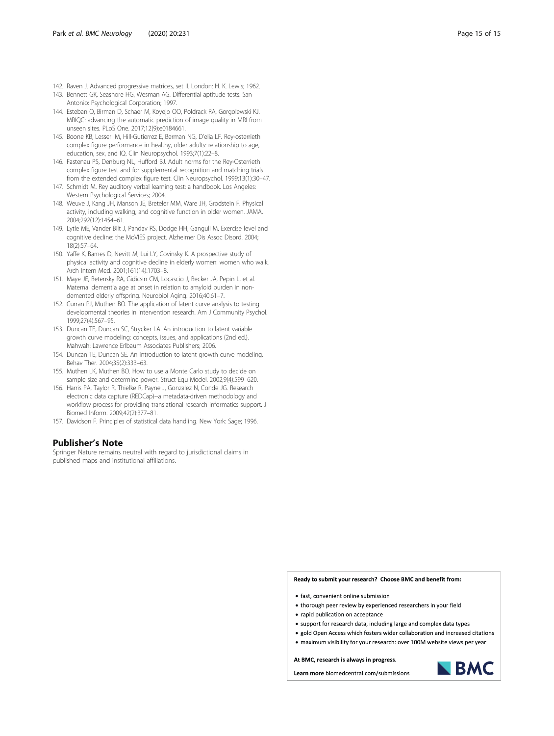142. Raven J. Advanced progressive matrices, set II. London: H. K. Lewis; 1962.
143. Bennett GK, Seashore HG, Wesman AG. Differential aptitude tests. San Antonio: Psychological Corporation; 1997.
144. Esteban O, Birman D, Schaer M, Koyejo OO, Poldrack RA, Gorgolewski KJ. MRIQC: advancing the automatic prediction of image quality in MRI from unseen sites. PLoS One. 2017;12(9):e0184661.
145. Boone KB, Lesser IM, Hill-Gutierrez E, Berman NG, D'elia LF. Rey-osterrieth complex figure performance in healthy, older adults: relationship to age, education, sex, and IQ. Clin Neuropsychol. 1993;7(1):22–8.
146. Fastenau PS, Denburg NL, Hufford BJ. Adult norms for the Rey-Osterrieth complex figure test and for supplemental recognition and matching trials from the extended complex figure test. Clin Neuropsychol. 1999;13(1):30–47.
147. Schmidt M. Rey auditory verbal learning test: a handbook. Los Angeles: Western Psychological Services; 2004.
148. Weuve J, Kang JH, Manson JE, Breteler MM, Ware JH, Grodstein F. Physical activity, including walking, and cognitive function in older women. JAMA. 2004;292(12):1454–61.
149. Lytle ME, Vander Bilt J, Pandav RS, Dodge HH, Ganguli M. Exercise level and cognitive decline: the MoVIES project. Alzheimer Dis Assoc Disord. 2004; 18(2):57–64.
150. Yaffe K, Barnes D, Nevitt M, Lui LY, Covinsky K. A prospective study of physical activity and cognitive decline in elderly women: women who walk. Arch Intern Med. 2001;161(14):1703–8.
151. Maye JE, Betensky RA, Gidicsin CM, Locascio J, Becker JA, Pepin L, et al. Maternal dementia age at onset in relation to amyloid burden in non-demented elderly offspring. Neurobiol Aging. 2016;40:61–7.
152. Curran PJ, Muthen BO. The application of latent curve analysis to testing developmental theories in intervention research. Am J Community Psychol. 1999;27(4):567–95.
153. Duncan TE, Duncan SC, Strycker LA. An introduction to latent variable growth curve modeling: concepts, issues, and applications (2nd ed.). Mahwah: Lawrence Erlbaum Associates Publishers; 2006.
154. Duncan TE, Duncan SE. An introduction to latent growth curve modeling. Behav Ther. 2004;35(2):333–63.
155. Muthen LK, Muthen BO. How to use a Monte Carlo study to decide on sample size and determine power. Struct Equ Model. 2002;9(4):599–620.
156. Harris PA, Taylor R, Thielke R, Payne J, Gonzalez N, Conde JG. Research electronic data capture (REDCap)--a metadata-driven methodology and workflow process for providing translational research informatics support. J Biomed Inform. 2009;42(2):377–81.
157. Davidson F. Principles of statistical data handling. New York: Sage; 1996.

## Publisher's Note

Springer Nature remains neutral with regard to jurisdictional claims in published maps and institutional affiliations.

**Ready to submit your research? Choose BMC and benefit from:**

- fast, convenient online submission
- thorough peer review by experienced researchers in your field
- rapid publication on acceptance
- support for research data, including large and complex data types
- gold Open Access which fosters wider collaboration and increased citations
- maximum visibility for your research: over 100M website views per year

**At BMC, research is always in progress.**

**Learn more** biomedcentral.com/submissions

BMC